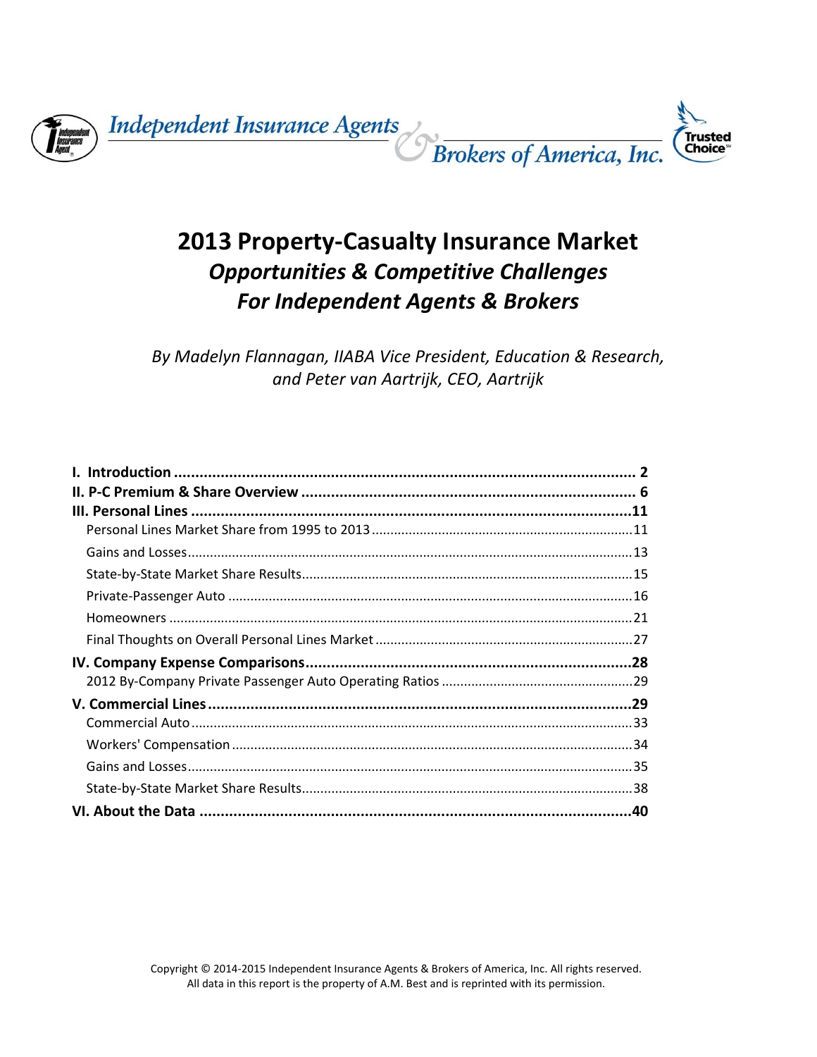Independent Insurance Agents & Brokers of America, Inc.

Trusted Choice

# 2013 Property-Casualty Insurance Market

## *Opportunities & Competitive Challenges For Independent Agents & Brokers*

*By Madelyn Flannagan, IIABA Vice President, Education & Research, and Peter van Aartrijk, CEO, Aartrijk*

**I. Introduction** .......... **2**
**II. P-C Premium & Share Overview** .......... **6**
**III. Personal Lines** .......... **11**
- Personal Lines Market Share from 1995 to 2013 .......... 11
- Gains and Losses .......... 13
- State-by-State Market Share Results .......... 15
- Private-Passenger Auto .......... 16
- Homeowners .......... 21
- Final Thoughts on Overall Personal Lines Market .......... 27

**IV. Company Expense Comparisons** .......... **28**
- 2012 By-Company Private Passenger Auto Operating Ratios .......... 29

**V. Commercial Lines** .......... **29**
- Commercial Auto .......... 33
- Workers' Compensation .......... 34
- Gains and Losses .......... 35
- State-by-State Market Share Results .......... 38

**VI. About the Data** .......... **40**

Copyright © 2014-2015 Independent Insurance Agents & Brokers of America, Inc. All rights reserved.
All data in this report is the property of A.M. Best and is reprinted with its permission.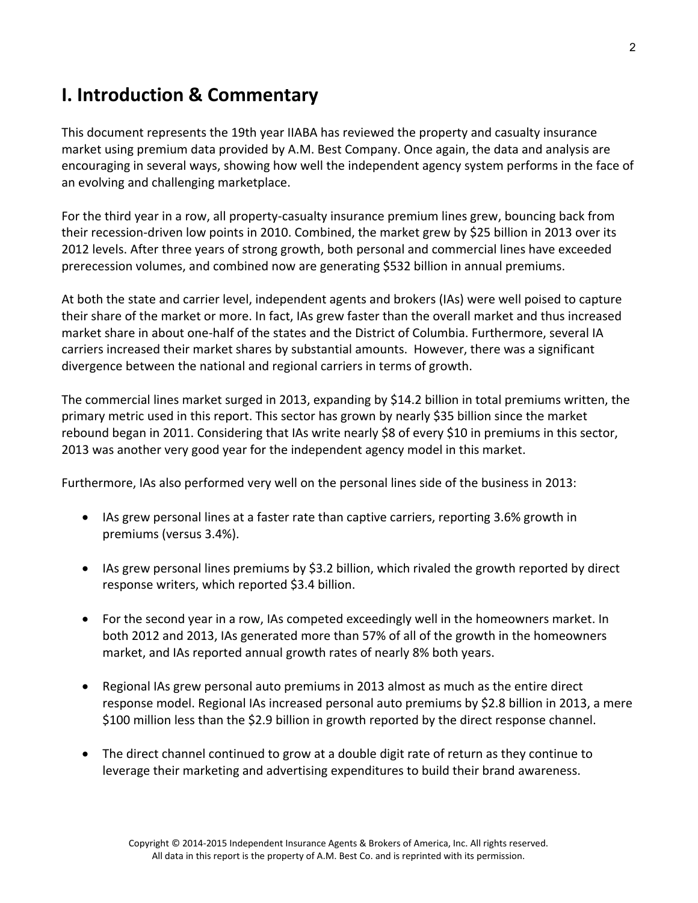# I. Introduction & Commentary

This document represents the 19th year IIABA has reviewed the property and casualty insurance market using premium data provided by A.M. Best Company. Once again, the data and analysis are encouraging in several ways, showing how well the independent agency system performs in the face of an evolving and challenging marketplace.

For the third year in a row, all property-casualty insurance premium lines grew, bouncing back from their recession-driven low points in 2010. Combined, the market grew by $25 billion in 2013 over its 2012 levels. After three years of strong growth, both personal and commercial lines have exceeded prerecession volumes, and combined now are generating $532 billion in annual premiums.

At both the state and carrier level, independent agents and brokers (IAs) were well poised to capture their share of the market or more. In fact, IAs grew faster than the overall market and thus increased market share in about one-half of the states and the District of Columbia. Furthermore, several IA carriers increased their market shares by substantial amounts. However, there was a significant divergence between the national and regional carriers in terms of growth.

The commercial lines market surged in 2013, expanding by $14.2 billion in total premiums written, the primary metric used in this report. This sector has grown by nearly $35 billion since the market rebound began in 2011. Considering that IAs write nearly $8 of every $10 in premiums in this sector, 2013 was another very good year for the independent agency model in this market.

Furthermore, IAs also performed very well on the personal lines side of the business in 2013:

- IAs grew personal lines at a faster rate than captive carriers, reporting 3.6% growth in premiums (versus 3.4%).
- IAs grew personal lines premiums by $3.2 billion, which rivaled the growth reported by direct response writers, which reported $3.4 billion.
- For the second year in a row, IAs competed exceedingly well in the homeowners market. In both 2012 and 2013, IAs generated more than 57% of all of the growth in the homeowners market, and IAs reported annual growth rates of nearly 8% both years.
- Regional IAs grew personal auto premiums in 2013 almost as much as the entire direct response model. Regional IAs increased personal auto premiums by $2.8 billion in 2013, a mere $100 million less than the $2.9 billion in growth reported by the direct response channel.
- The direct channel continued to grow at a double digit rate of return as they continue to leverage their marketing and advertising expenditures to build their brand awareness.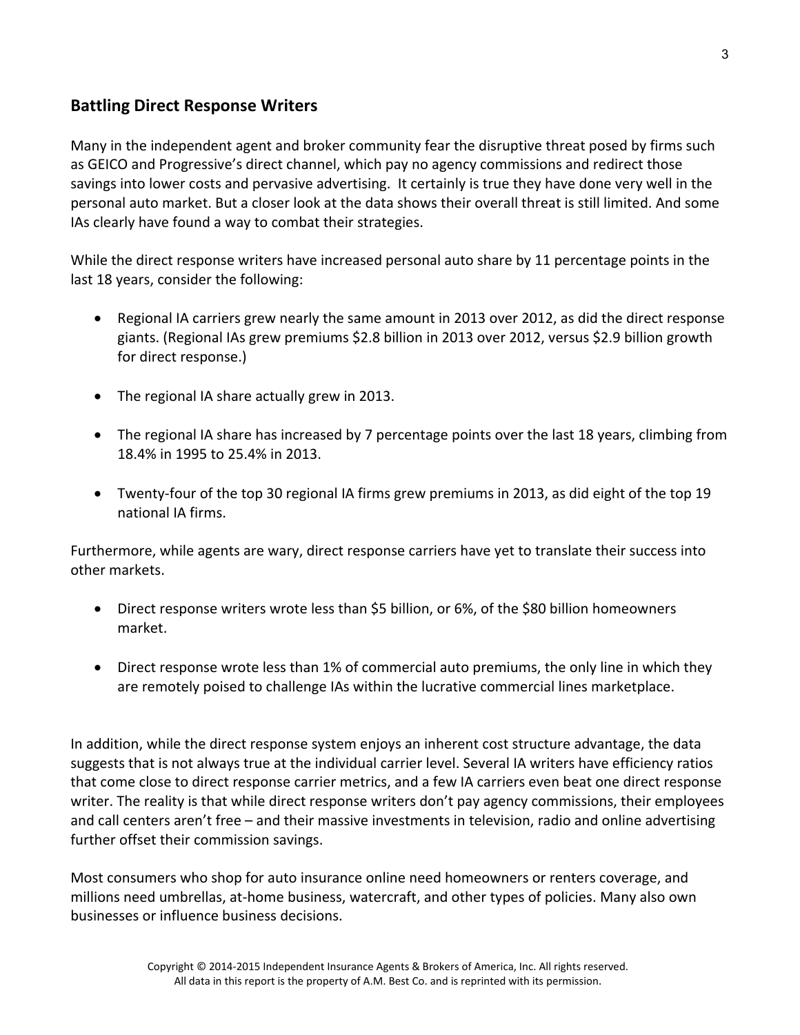## Battling Direct Response Writers

Many in the independent agent and broker community fear the disruptive threat posed by firms such as GEICO and Progressive's direct channel, which pay no agency commissions and redirect those savings into lower costs and pervasive advertising. It certainly is true they have done very well in the personal auto market. But a closer look at the data shows their overall threat is still limited. And some IAs clearly have found a way to combat their strategies.

While the direct response writers have increased personal auto share by 11 percentage points in the last 18 years, consider the following:

- Regional IA carriers grew nearly the same amount in 2013 over 2012, as did the direct response giants. (Regional IAs grew premiums $2.8 billion in 2013 over 2012, versus $2.9 billion growth for direct response.)

- The regional IA share actually grew in 2013.

- The regional IA share has increased by 7 percentage points over the last 18 years, climbing from 18.4% in 1995 to 25.4% in 2013.

- Twenty-four of the top 30 regional IA firms grew premiums in 2013, as did eight of the top 19 national IA firms.

Furthermore, while agents are wary, direct response carriers have yet to translate their success into other markets.

- Direct response writers wrote less than $5 billion, or 6%, of the $80 billion homeowners market.

- Direct response wrote less than 1% of commercial auto premiums, the only line in which they are remotely poised to challenge IAs within the lucrative commercial lines marketplace.

In addition, while the direct response system enjoys an inherent cost structure advantage, the data suggests that is not always true at the individual carrier level. Several IA writers have efficiency ratios that come close to direct response carrier metrics, and a few IA carriers even beat one direct response writer. The reality is that while direct response writers don't pay agency commissions, their employees and call centers aren't free – and their massive investments in television, radio and online advertising further offset their commission savings.

Most consumers who shop for auto insurance online need homeowners or renters coverage, and millions need umbrellas, at-home business, watercraft, and other types of policies. Many also own businesses or influence business decisions.

Copyright © 2014-2015 Independent Insurance Agents & Brokers of America, Inc. All rights reserved.
All data in this report is the property of A.M. Best Co. and is reprinted with its permission.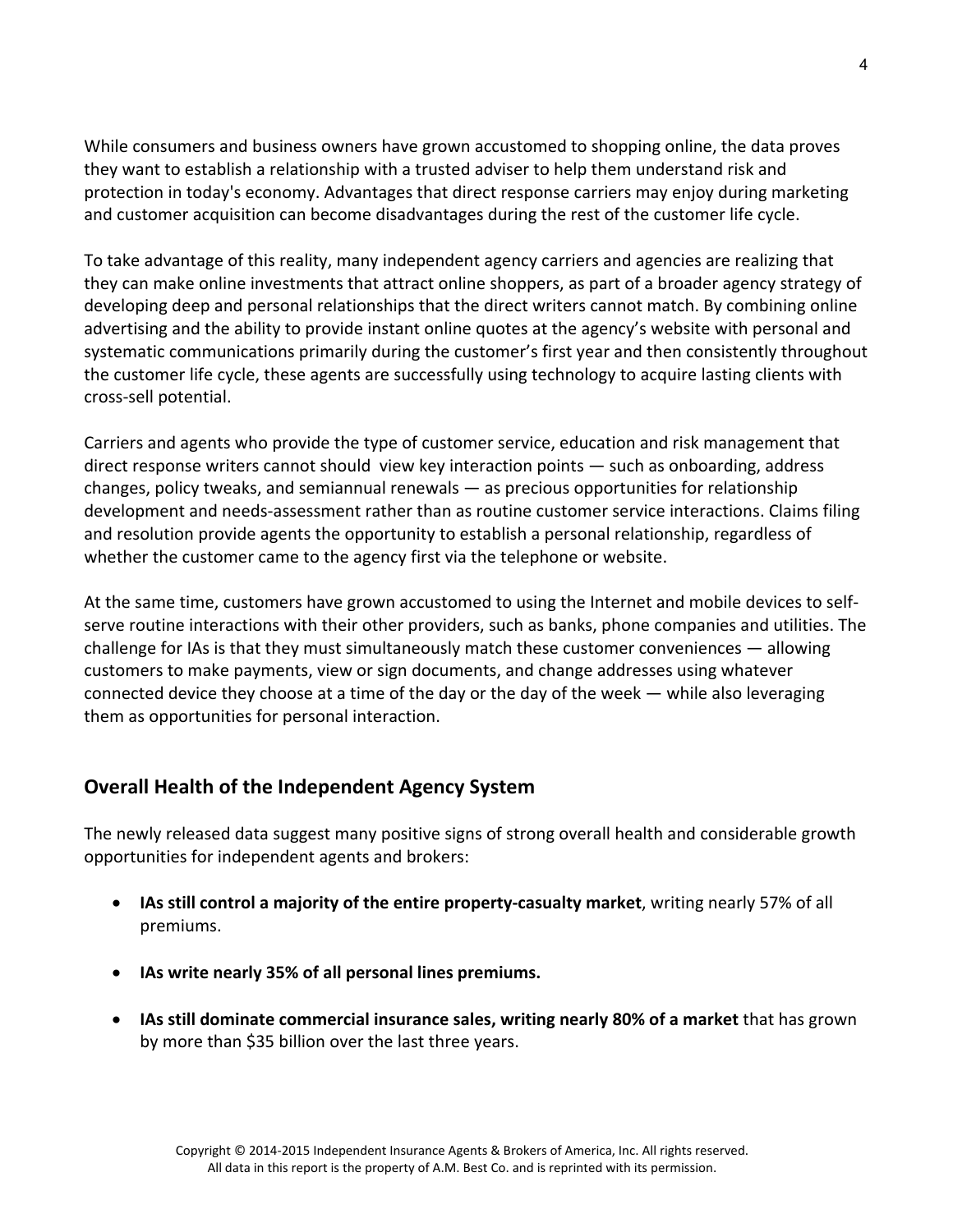While consumers and business owners have grown accustomed to shopping online, the data proves they want to establish a relationship with a trusted adviser to help them understand risk and protection in today's economy. Advantages that direct response carriers may enjoy during marketing and customer acquisition can become disadvantages during the rest of the customer life cycle.

To take advantage of this reality, many independent agency carriers and agencies are realizing that they can make online investments that attract online shoppers, as part of a broader agency strategy of developing deep and personal relationships that the direct writers cannot match. By combining online advertising and the ability to provide instant online quotes at the agency's website with personal and systematic communications primarily during the customer's first year and then consistently throughout the customer life cycle, these agents are successfully using technology to acquire lasting clients with cross-sell potential.

Carriers and agents who provide the type of customer service, education and risk management that direct response writers cannot should view key interaction points — such as onboarding, address changes, policy tweaks, and semiannual renewals — as precious opportunities for relationship development and needs-assessment rather than as routine customer service interactions. Claims filing and resolution provide agents the opportunity to establish a personal relationship, regardless of whether the customer came to the agency first via the telephone or website.

At the same time, customers have grown accustomed to using the Internet and mobile devices to self-serve routine interactions with their other providers, such as banks, phone companies and utilities. The challenge for IAs is that they must simultaneously match these customer conveniences — allowing customers to make payments, view or sign documents, and change addresses using whatever connected device they choose at a time of the day or the day of the week — while also leveraging them as opportunities for personal interaction.

## Overall Health of the Independent Agency System

The newly released data suggest many positive signs of strong overall health and considerable growth opportunities for independent agents and brokers:

- **IAs still control a majority of the entire property-casualty market**, writing nearly 57% of all premiums.
- **IAs write nearly 35% of all personal lines premiums.**
- **IAs still dominate commercial insurance sales, writing nearly 80% of a market** that has grown by more than $35 billion over the last three years.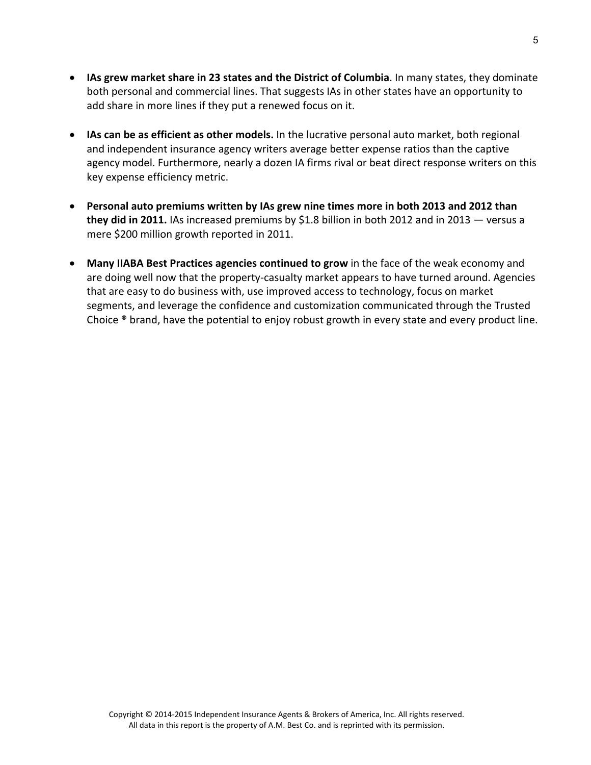- **IAs grew market share in 23 states and the District of Columbia**. In many states, they dominate both personal and commercial lines. That suggests IAs in other states have an opportunity to add share in more lines if they put a renewed focus on it.

- **IAs can be as efficient as other models.** In the lucrative personal auto market, both regional and independent insurance agency writers average better expense ratios than the captive agency model. Furthermore, nearly a dozen IA firms rival or beat direct response writers on this key expense efficiency metric.

- **Personal auto premiums written by IAs grew nine times more in both 2013 and 2012 than they did in 2011.** IAs increased premiums by $1.8 billion in both 2012 and in 2013 — versus a mere $200 million growth reported in 2011.

- **Many IIABA Best Practices agencies continued to grow** in the face of the weak economy and are doing well now that the property-casualty market appears to have turned around. Agencies that are easy to do business with, use improved access to technology, focus on market segments, and leverage the confidence and customization communicated through the Trusted Choice ® brand, have the potential to enjoy robust growth in every state and every product line.

Copyright © 2014-2015 Independent Insurance Agents & Brokers of America, Inc. All rights reserved.
All data in this report is the property of A.M. Best Co. and is reprinted with its permission.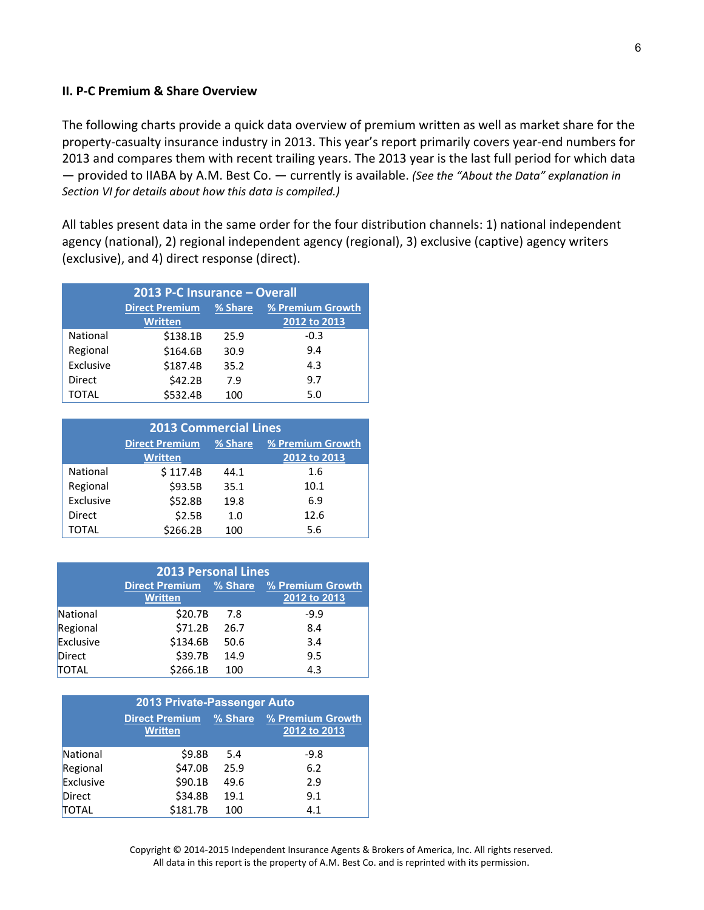## II. P-C Premium & Share Overview

The following charts provide a quick data overview of premium written as well as market share for the property-casualty insurance industry in 2013. This year's report primarily covers year-end numbers for 2013 and compares them with recent trailing years. The 2013 year is the last full period for which data — provided to IIABA by A.M. Best Co. — currently is available. *(See the "About the Data" explanation in Section VI for details about how this data is compiled.)*

All tables present data in the same order for the four distribution channels: 1) national independent agency (national), 2) regional independent agency (regional), 3) exclusive (captive) agency writers (exclusive), and 4) direct response (direct).

**2013 P-C Insurance – Overall**

| | Direct Premium Written | % Share | % Premium Growth 2012 to 2013 |
|---|---|---|---|
| National | $138.1B | 25.9 | -0.3 |
| Regional | $164.6B | 30.9 | 9.4 |
| Exclusive | $187.4B | 35.2 | 4.3 |
| Direct | $42.2B | 7.9 | 9.7 |
| TOTAL | $532.4B | 100 | 5.0 |

**2013 Commercial Lines**

| | Direct Premium Written | % Share | % Premium Growth 2012 to 2013 |
|---|---|---|---|
| National | $ 117.4B | 44.1 | 1.6 |
| Regional | $93.5B | 35.1 | 10.1 |
| Exclusive | $52.8B | 19.8 | 6.9 |
| Direct | $2.5B | 1.0 | 12.6 |
| TOTAL | $266.2B | 100 | 5.6 |

**2013 Personal Lines**

| | Direct Premium Written | % Share | % Premium Growth 2012 to 2013 |
|---|---|---|---|
| National | $20.7B | 7.8 | -9.9 |
| Regional | $71.2B | 26.7 | 8.4 |
| Exclusive | $134.6B | 50.6 | 3.4 |
| Direct | $39.7B | 14.9 | 9.5 |
| TOTAL | $266.1B | 100 | 4.3 |

**2013 Private-Passenger Auto**

| | Direct Premium Written | % Share | % Premium Growth 2012 to 2013 |
|---|---|---|---|
| National | $9.8B | 5.4 | -9.8 |
| Regional | $47.0B | 25.9 | 6.2 |
| Exclusive | $90.1B | 49.6 | 2.9 |
| Direct | $34.8B | 19.1 | 9.1 |
| TOTAL | $181.7B | 100 | 4.1 |

Copyright © 2014-2015 Independent Insurance Agents & Brokers of America, Inc. All rights reserved.
All data in this report is the property of A.M. Best Co. and is reprinted with its permission.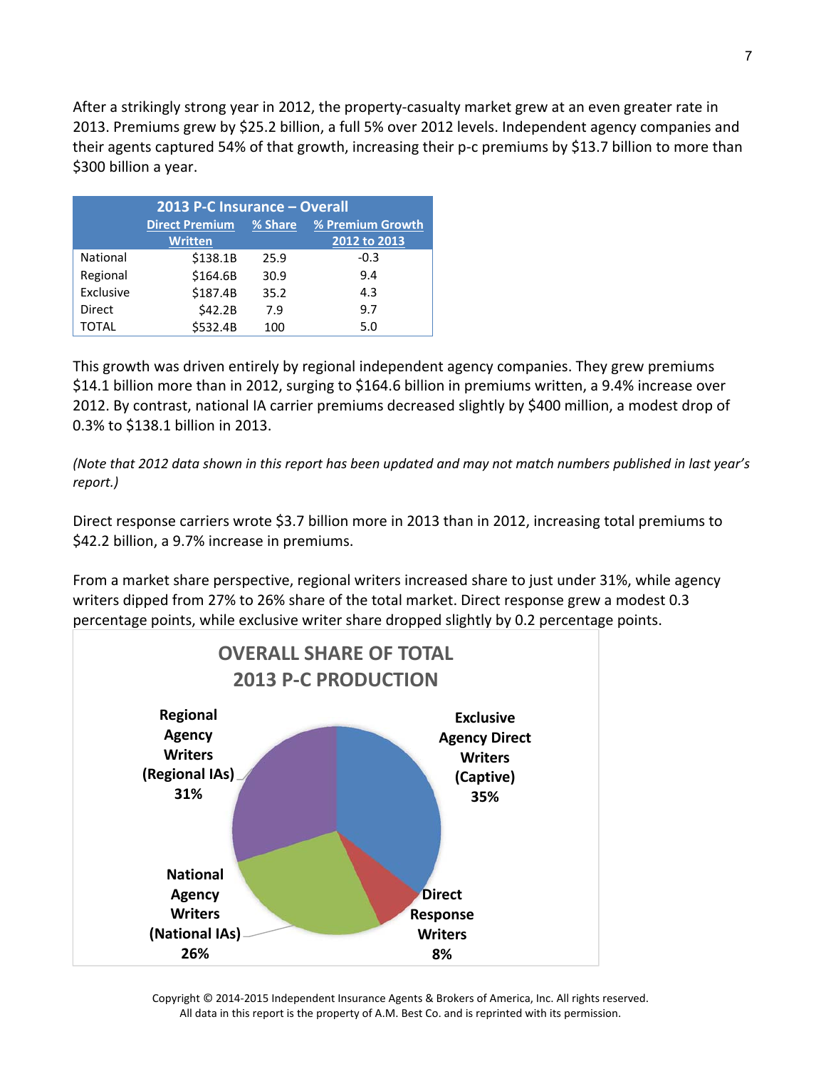After a strikingly strong year in 2012, the property-casualty market grew at an even greater rate in 2013. Premiums grew by $25.2 billion, a full 5% over 2012 levels. Independent agency companies and their agents captured 54% of that growth, increasing their p-c premiums by $13.7 billion to more than $300 billion a year.

| 2013 P-C Insurance – Overall | Direct Premium Written | % Share | % Premium Growth 2012 to 2013 |
|---|---|---|---|
| National | $138.1B | 25.9 | -0.3 |
| Regional | $164.6B | 30.9 | 9.4 |
| Exclusive | $187.4B | 35.2 | 4.3 |
| Direct | $42.2B | 7.9 | 9.7 |
| TOTAL | $532.4B | 100 | 5.0 |

This growth was driven entirely by regional independent agency companies. They grew premiums $14.1 billion more than in 2012, surging to $164.6 billion in premiums written, a 9.4% increase over 2012. By contrast, national IA carrier premiums decreased slightly by $400 million, a modest drop of 0.3% to $138.1 billion in 2013.

*(Note that 2012 data shown in this report has been updated and may not match numbers published in last year's report.)*

Direct response carriers wrote $3.7 billion more in 2013 than in 2012, increasing total premiums to $42.2 billion, a 9.7% increase in premiums.

From a market share perspective, regional writers increased share to just under 31%, while agency writers dipped from 27% to 26% share of the total market. Direct response grew a modest 0.3 percentage points, while exclusive writer share dropped slightly by 0.2 percentage points.

**OVERALL SHARE OF TOTAL 2013 P-C PRODUCTION**

- Exclusive Agency Direct Writers (Captive): 35%
- Regional Agency Writers (Regional IAs): 31%
- National Agency Writers (National IAs): 26%
- Direct Response Writers: 8%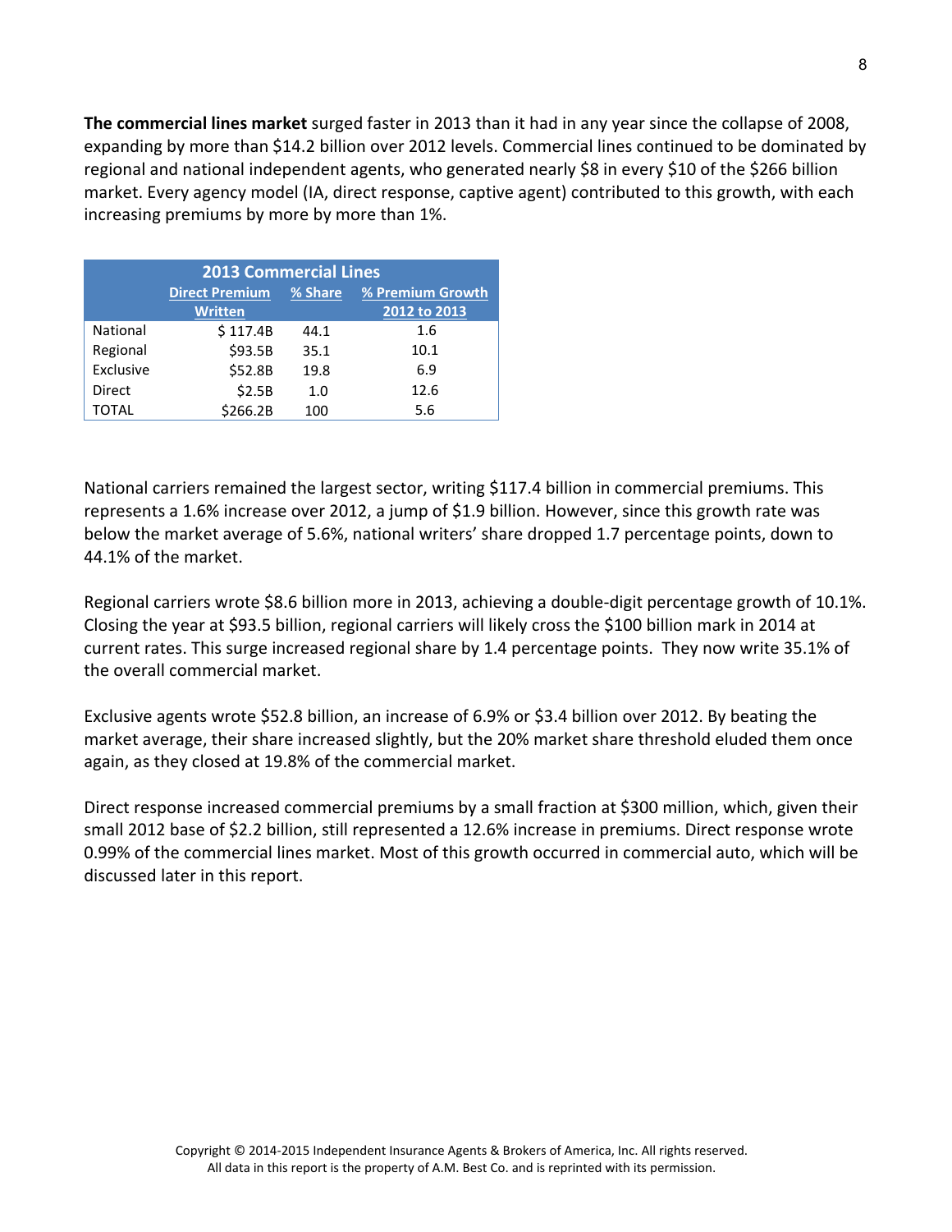**The commercial lines market** surged faster in 2013 than it had in any year since the collapse of 2008, expanding by more than $14.2 billion over 2012 levels. Commercial lines continued to be dominated by regional and national independent agents, who generated nearly $8 in every $10 of the $266 billion market. Every agency model (IA, direct response, captive agent) contributed to this growth, with each increasing premiums by more by more than 1%.

| 2013 Commercial Lines | | | |
|---|---|---|---|
| | Direct Premium Written | % Share | % Premium Growth 2012 to 2013 |
| National | $ 117.4B | 44.1 | 1.6 |
| Regional | $93.5B | 35.1 | 10.1 |
| Exclusive | $52.8B | 19.8 | 6.9 |
| Direct | $2.5B | 1.0 | 12.6 |
| TOTAL | $266.2B | 100 | 5.6 |

National carriers remained the largest sector, writing $117.4 billion in commercial premiums. This represents a 1.6% increase over 2012, a jump of $1.9 billion. However, since this growth rate was below the market average of 5.6%, national writers' share dropped 1.7 percentage points, down to 44.1% of the market.

Regional carriers wrote $8.6 billion more in 2013, achieving a double-digit percentage growth of 10.1%. Closing the year at $93.5 billion, regional carriers will likely cross the $100 billion mark in 2014 at current rates. This surge increased regional share by 1.4 percentage points. They now write 35.1% of the overall commercial market.

Exclusive agents wrote $52.8 billion, an increase of 6.9% or $3.4 billion over 2012. By beating the market average, their share increased slightly, but the 20% market share threshold eluded them once again, as they closed at 19.8% of the commercial market.

Direct response increased commercial premiums by a small fraction at $300 million, which, given their small 2012 base of $2.2 billion, still represented a 12.6% increase in premiums. Direct response wrote 0.99% of the commercial lines market. Most of this growth occurred in commercial auto, which will be discussed later in this report.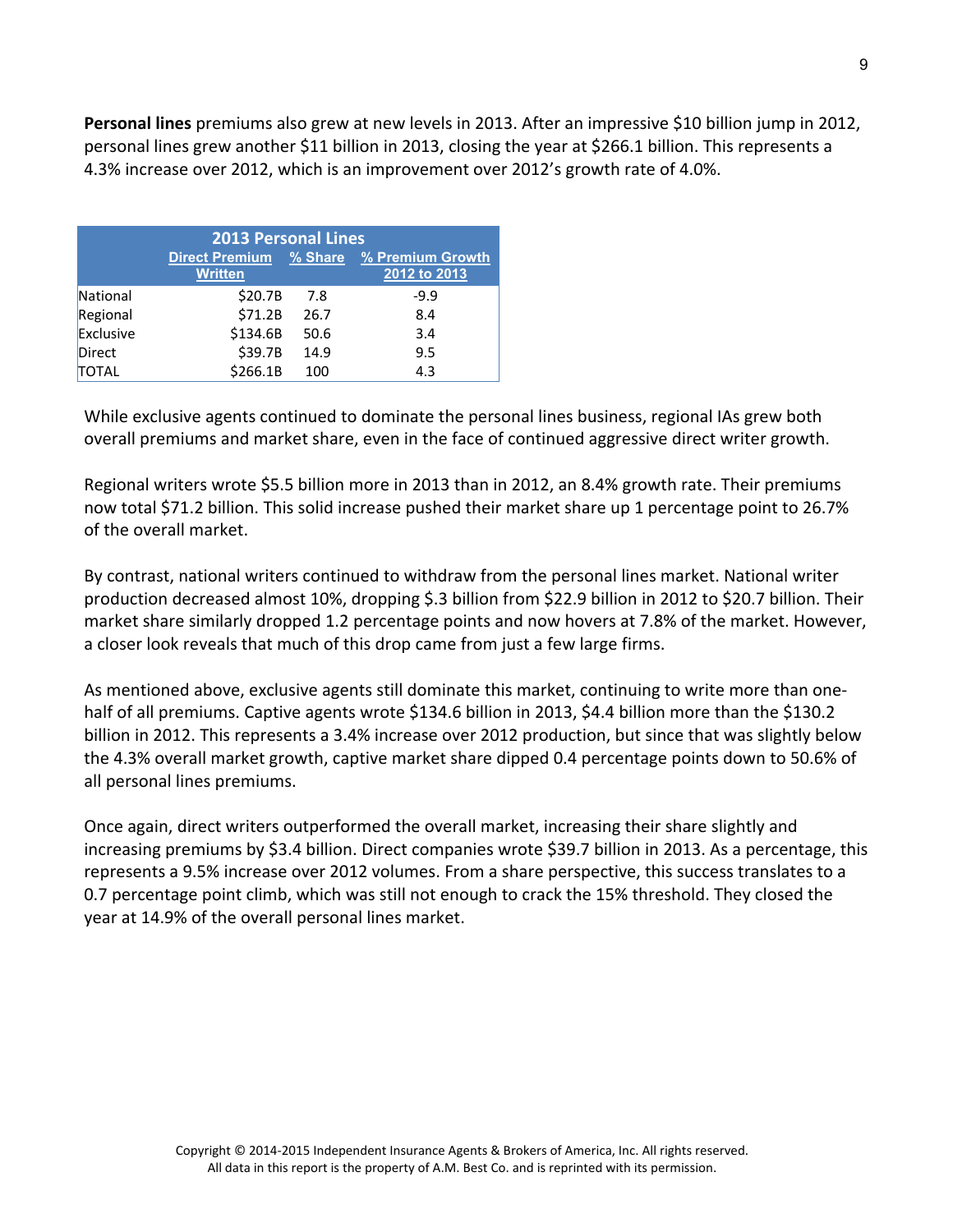**Personal lines** premiums also grew at new levels in 2013. After an impressive $10 billion jump in 2012, personal lines grew another $11 billion in 2013, closing the year at $266.1 billion. This represents a 4.3% increase over 2012, which is an improvement over 2012's growth rate of 4.0%.

| 2013 Personal Lines | | | |
|---|---|---|---|
| | Direct Premium Written | % Share | % Premium Growth 2012 to 2013 |
| National | $20.7B | 7.8 | -9.9 |
| Regional | $71.2B | 26.7 | 8.4 |
| Exclusive | $134.6B | 50.6 | 3.4 |
| Direct | $39.7B | 14.9 | 9.5 |
| TOTAL | $266.1B | 100 | 4.3 |

While exclusive agents continued to dominate the personal lines business, regional IAs grew both overall premiums and market share, even in the face of continued aggressive direct writer growth.

Regional writers wrote $5.5 billion more in 2013 than in 2012, an 8.4% growth rate. Their premiums now total $71.2 billion. This solid increase pushed their market share up 1 percentage point to 26.7% of the overall market.

By contrast, national writers continued to withdraw from the personal lines market. National writer production decreased almost 10%, dropping $.3 billion from $22.9 billion in 2012 to $20.7 billion. Their market share similarly dropped 1.2 percentage points and now hovers at 7.8% of the market. However, a closer look reveals that much of this drop came from just a few large firms.

As mentioned above, exclusive agents still dominate this market, continuing to write more than one-half of all premiums. Captive agents wrote $134.6 billion in 2013, $4.4 billion more than the $130.2 billion in 2012. This represents a 3.4% increase over 2012 production, but since that was slightly below the 4.3% overall market growth, captive market share dipped 0.4 percentage points down to 50.6% of all personal lines premiums.

Once again, direct writers outperformed the overall market, increasing their share slightly and increasing premiums by $3.4 billion. Direct companies wrote $39.7 billion in 2013. As a percentage, this represents a 9.5% increase over 2012 volumes. From a share perspective, this success translates to a 0.7 percentage point climb, which was still not enough to crack the 15% threshold. They closed the year at 14.9% of the overall personal lines market.

Copyright © 2014-2015 Independent Insurance Agents & Brokers of America, Inc. All rights reserved.
All data in this report is the property of A.M. Best Co. and is reprinted with its permission.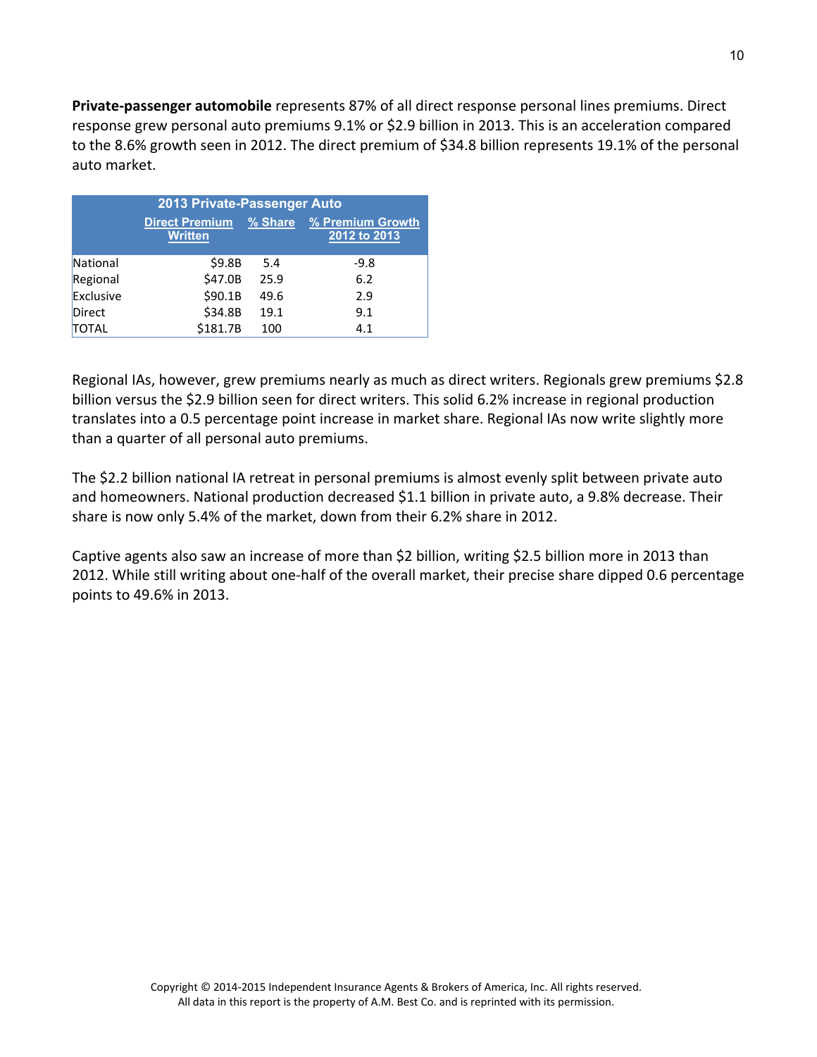**Private-passenger automobile** represents 87% of all direct response personal lines premiums. Direct response grew personal auto premiums 9.1% or $2.9 billion in 2013. This is an acceleration compared to the 8.6% growth seen in 2012. The direct premium of $34.8 billion represents 19.1% of the personal auto market.

| 2013 Private-Passenger Auto | | | |
|---|---|---|---|
| | Direct Premium Written | % Share | % Premium Growth 2012 to 2013 |
| National | $9.8B | 5.4 | -9.8 |
| Regional | $47.0B | 25.9 | 6.2 |
| Exclusive | $90.1B | 49.6 | 2.9 |
| Direct | $34.8B | 19.1 | 9.1 |
| TOTAL | $181.7B | 100 | 4.1 |

Regional IAs, however, grew premiums nearly as much as direct writers. Regionals grew premiums $2.8 billion versus the $2.9 billion seen for direct writers. This solid 6.2% increase in regional production translates into a 0.5 percentage point increase in market share. Regional IAs now write slightly more than a quarter of all personal auto premiums.

The $2.2 billion national IA retreat in personal premiums is almost evenly split between private auto and homeowners. National production decreased $1.1 billion in private auto, a 9.8% decrease. Their share is now only 5.4% of the market, down from their 6.2% share in 2012.

Captive agents also saw an increase of more than $2 billion, writing $2.5 billion more in 2013 than 2012. While still writing about one-half of the overall market, their precise share dipped 0.6 percentage points to 49.6% in 2013.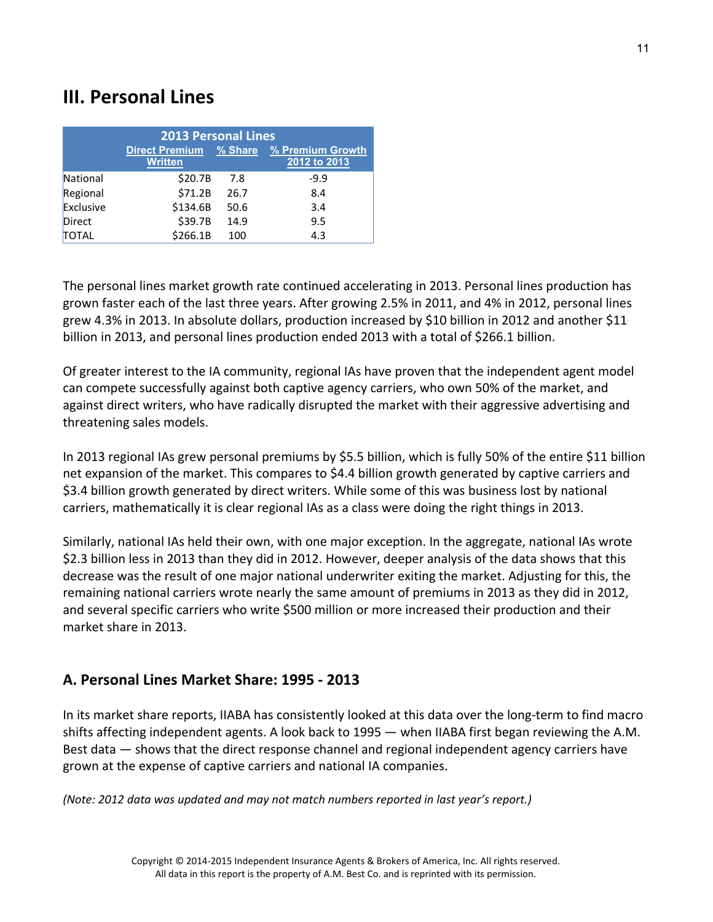## III. Personal Lines

| 2013 Personal Lines | | | |
|---|---|---|---|
| | Direct Premium Written | % Share | % Premium Growth 2012 to 2013 |
| National | $20.7B | 7.8 | -9.9 |
| Regional | $71.2B | 26.7 | 8.4 |
| Exclusive | $134.6B | 50.6 | 3.4 |
| Direct | $39.7B | 14.9 | 9.5 |
| TOTAL | $266.1B | 100 | 4.3 |

The personal lines market growth rate continued accelerating in 2013. Personal lines production has grown faster each of the last three years. After growing 2.5% in 2011, and 4% in 2012, personal lines grew 4.3% in 2013. In absolute dollars, production increased by $10 billion in 2012 and another $11 billion in 2013, and personal lines production ended 2013 with a total of $266.1 billion.

Of greater interest to the IA community, regional IAs have proven that the independent agent model can compete successfully against both captive agency carriers, who own 50% of the market, and against direct writers, who have radically disrupted the market with their aggressive advertising and threatening sales models.

In 2013 regional IAs grew personal premiums by $5.5 billion, which is fully 50% of the entire $11 billion net expansion of the market. This compares to $4.4 billion growth generated by captive carriers and $3.4 billion growth generated by direct writers. While some of this was business lost by national carriers, mathematically it is clear regional IAs as a class were doing the right things in 2013.

Similarly, national IAs held their own, with one major exception. In the aggregate, national IAs wrote $2.3 billion less in 2013 than they did in 2012. However, deeper analysis of the data shows that this decrease was the result of one major national underwriter exiting the market. Adjusting for this, the remaining national carriers wrote nearly the same amount of premiums in 2013 as they did in 2012, and several specific carriers who write $500 million or more increased their production and their market share in 2013.

### A. Personal Lines Market Share: 1995 - 2013

In its market share reports, IIABA has consistently looked at this data over the long-term to find macro shifts affecting independent agents. A look back to 1995 — when IIABA first began reviewing the A.M. Best data — shows that the direct response channel and regional independent agency carriers have grown at the expense of captive carriers and national IA companies.

*(Note: 2012 data was updated and may not match numbers reported in last year's report.)*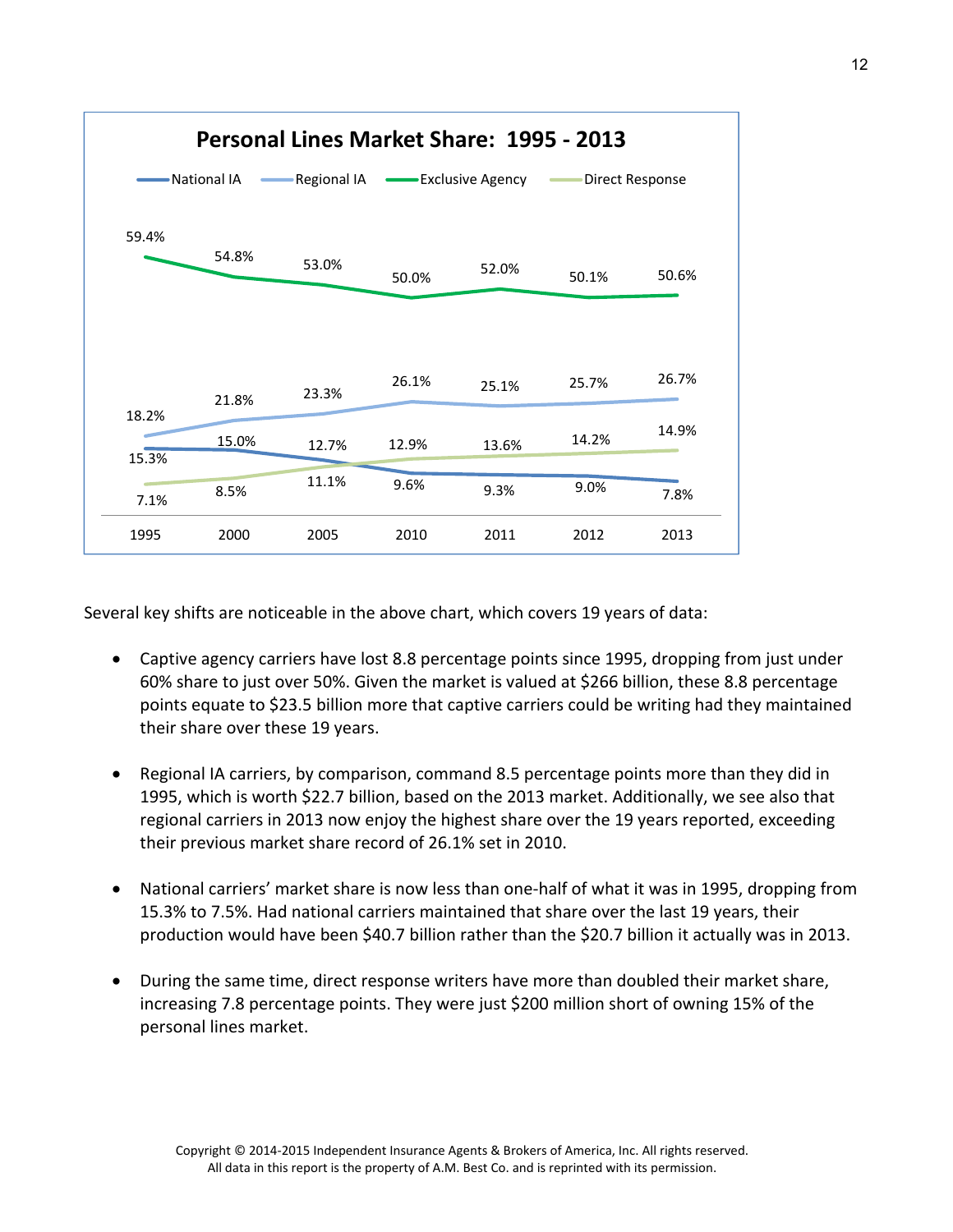**Personal Lines Market Share: 1995 - 2013**

| | 1995 | 2000 | 2005 | 2010 | 2011 | 2012 | 2013 |
|---|---|---|---|---|---|---|---|
| National IA | 15.3% | 15.0% | 12.7% | 9.6% | 9.3% | 9.0% | 7.8% |
| Regional IA | 18.2% | 21.8% | 23.3% | 26.1% | 25.1% | 25.7% | 26.7% |
| Exclusive Agency | 59.4% | 54.8% | 53.0% | 50.0% | 52.0% | 50.1% | 50.6% |
| Direct Response | 7.1% | 8.5% | 11.1% | 12.9% | 13.6% | 14.2% | 14.9% |

Several key shifts are noticeable in the above chart, which covers 19 years of data:

- Captive agency carriers have lost 8.8 percentage points since 1995, dropping from just under 60% share to just over 50%. Given the market is valued at $266 billion, these 8.8 percentage points equate to $23.5 billion more that captive carriers could be writing had they maintained their share over these 19 years.

- Regional IA carriers, by comparison, command 8.5 percentage points more than they did in 1995, which is worth $22.7 billion, based on the 2013 market. Additionally, we see also that regional carriers in 2013 now enjoy the highest share over the 19 years reported, exceeding their previous market share record of 26.1% set in 2010.

- National carriers' market share is now less than one-half of what it was in 1995, dropping from 15.3% to 7.5%. Had national carriers maintained that share over the last 19 years, their production would have been $40.7 billion rather than the $20.7 billion it actually was in 2013.

- During the same time, direct response writers have more than doubled their market share, increasing 7.8 percentage points. They were just $200 million short of owning 15% of the personal lines market.

Copyright © 2014-2015 Independent Insurance Agents & Brokers of America, Inc. All rights reserved.
All data in this report is the property of A.M. Best Co. and is reprinted with its permission.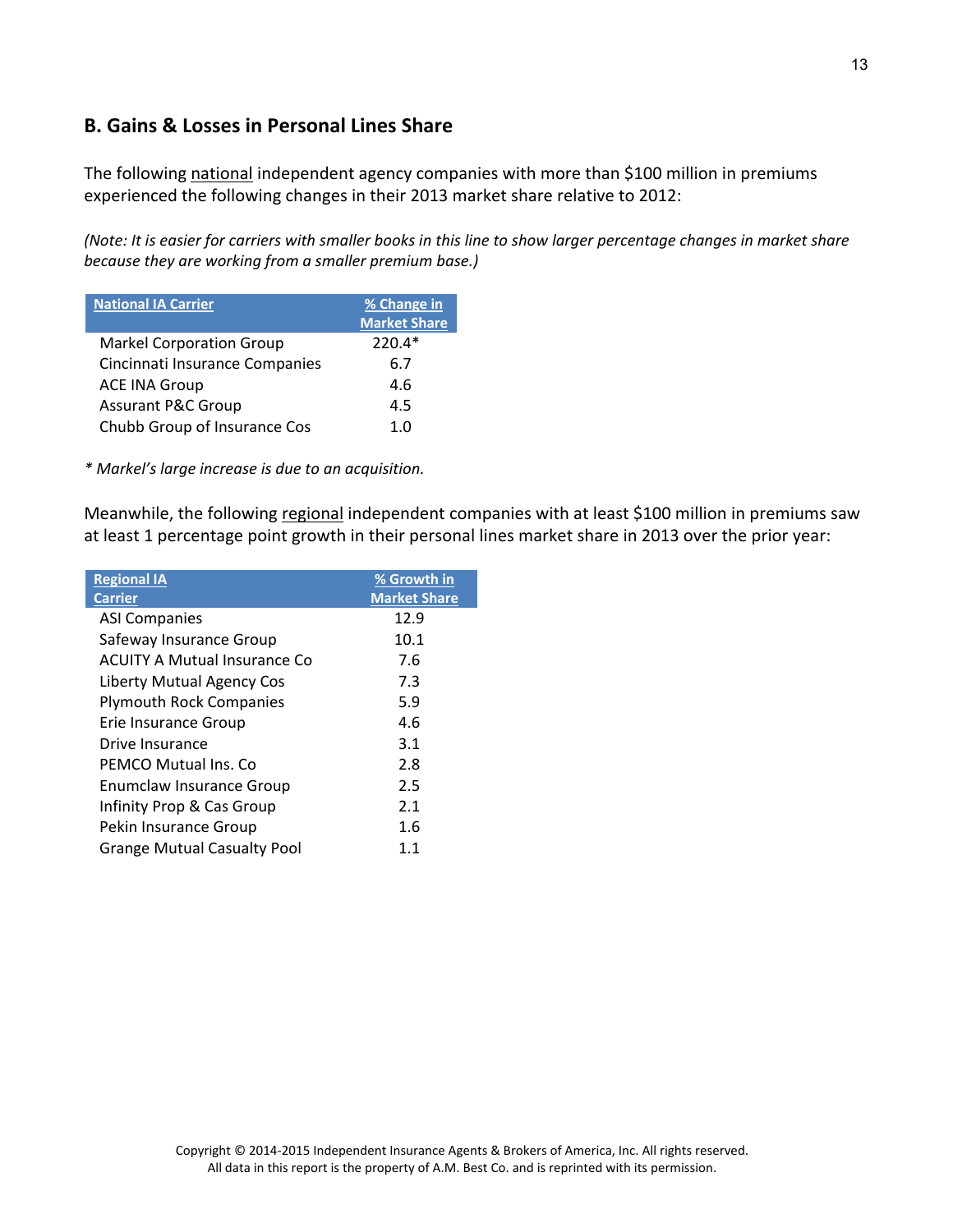## B. Gains & Losses in Personal Lines Share

The following national independent agency companies with more than $100 million in premiums experienced the following changes in their 2013 market share relative to 2012:

*(Note: It is easier for carriers with smaller books in this line to show larger percentage changes in market share because they are working from a smaller premium base.)*

| National IA Carrier | % Change in Market Share |
|---|---|
| Markel Corporation Group | 220.4* |
| Cincinnati Insurance Companies | 6.7 |
| ACE INA Group | 4.6 |
| Assurant P&C Group | 4.5 |
| Chubb Group of Insurance Cos | 1.0 |

*\* Markel's large increase is due to an acquisition.*

Meanwhile, the following regional independent companies with at least $100 million in premiums saw at least 1 percentage point growth in their personal lines market share in 2013 over the prior year:

| Regional IA Carrier | % Growth in Market Share |
|---|---|
| ASI Companies | 12.9 |
| Safeway Insurance Group | 10.1 |
| ACUITY A Mutual Insurance Co | 7.6 |
| Liberty Mutual Agency Cos | 7.3 |
| Plymouth Rock Companies | 5.9 |
| Erie Insurance Group | 4.6 |
| Drive Insurance | 3.1 |
| PEMCO Mutual Ins. Co | 2.8 |
| Enumclaw Insurance Group | 2.5 |
| Infinity Prop & Cas Group | 2.1 |
| Pekin Insurance Group | 1.6 |
| Grange Mutual Casualty Pool | 1.1 |

Copyright © 2014-2015 Independent Insurance Agents & Brokers of America, Inc. All rights reserved.
All data in this report is the property of A.M. Best Co. and is reprinted with its permission.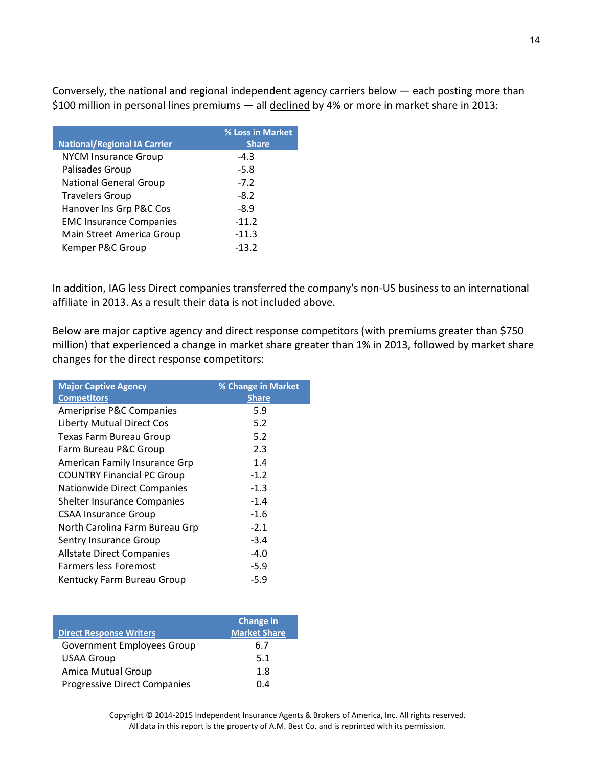Conversely, the national and regional independent agency carriers below — each posting more than $100 million in personal lines premiums — all declined by 4% or more in market share in 2013:

| National/Regional IA Carrier | % Loss in Market Share |
|---|---|
| NYCM Insurance Group | -4.3 |
| Palisades Group | -5.8 |
| National General Group | -7.2 |
| Travelers Group | -8.2 |
| Hanover Ins Grp P&C Cos | -8.9 |
| EMC Insurance Companies | -11.2 |
| Main Street America Group | -11.3 |
| Kemper P&C Group | -13.2 |

In addition, IAG less Direct companies transferred the company's non-US business to an international affiliate in 2013. As a result their data is not included above.

Below are major captive agency and direct response competitors (with premiums greater than $750 million) that experienced a change in market share greater than 1% in 2013, followed by market share changes for the direct response competitors:

| Major Captive Agency Competitors | % Change in Market Share |
|---|---|
| Ameriprise P&C Companies | 5.9 |
| Liberty Mutual Direct Cos | 5.2 |
| Texas Farm Bureau Group | 5.2 |
| Farm Bureau P&C Group | 2.3 |
| American Family Insurance Grp | 1.4 |
| COUNTRY Financial PC Group | -1.2 |
| Nationwide Direct Companies | -1.3 |
| Shelter Insurance Companies | -1.4 |
| CSAA Insurance Group | -1.6 |
| North Carolina Farm Bureau Grp | -2.1 |
| Sentry Insurance Group | -3.4 |
| Allstate Direct Companies | -4.0 |
| Farmers less Foremost | -5.9 |
| Kentucky Farm Bureau Group | -5.9 |

| Direct Response Writers | Change in Market Share |
|---|---|
| Government Employees Group | 6.7 |
| USAA Group | 5.1 |
| Amica Mutual Group | 1.8 |
| Progressive Direct Companies | 0.4 |

Copyright © 2014-2015 Independent Insurance Agents & Brokers of America, Inc. All rights reserved.
All data in this report is the property of A.M. Best Co. and is reprinted with its permission.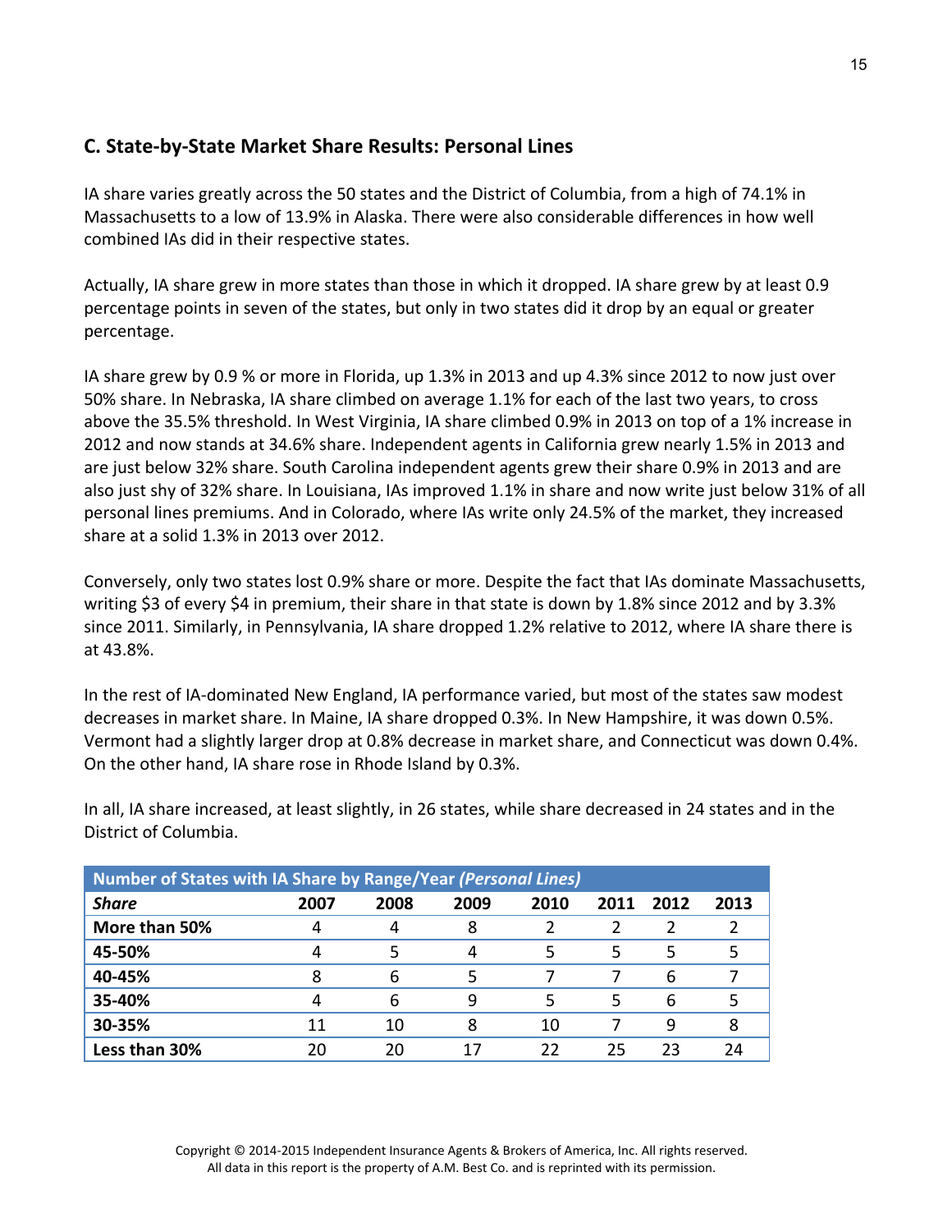## C. State-by-State Market Share Results: Personal Lines

IA share varies greatly across the 50 states and the District of Columbia, from a high of 74.1% in Massachusetts to a low of 13.9% in Alaska. There were also considerable differences in how well combined IAs did in their respective states.

Actually, IA share grew in more states than those in which it dropped. IA share grew by at least 0.9 percentage points in seven of the states, but only in two states did it drop by an equal or greater percentage.

IA share grew by 0.9 % or more in Florida, up 1.3% in 2013 and up 4.3% since 2012 to now just over 50% share. In Nebraska, IA share climbed on average 1.1% for each of the last two years, to cross above the 35.5% threshold. In West Virginia, IA share climbed 0.9% in 2013 on top of a 1% increase in 2012 and now stands at 34.6% share. Independent agents in California grew nearly 1.5% in 2013 and are just below 32% share. South Carolina independent agents grew their share 0.9% in 2013 and are also just shy of 32% share. In Louisiana, IAs improved 1.1% in share and now write just below 31% of all personal lines premiums. And in Colorado, where IAs write only 24.5% of the market, they increased share at a solid 1.3% in 2013 over 2012.

Conversely, only two states lost 0.9% share or more. Despite the fact that IAs dominate Massachusetts, writing $3 of every $4 in premium, their share in that state is down by 1.8% since 2012 and by 3.3% since 2011. Similarly, in Pennsylvania, IA share dropped 1.2% relative to 2012, where IA share there is at 43.8%.

In the rest of IA-dominated New England, IA performance varied, but most of the states saw modest decreases in market share. In Maine, IA share dropped 0.3%. In New Hampshire, it was down 0.5%. Vermont had a slightly larger drop at 0.8% decrease in market share, and Connecticut was down 0.4%. On the other hand, IA share rose in Rhode Island by 0.3%.

In all, IA share increased, at least slightly, in 26 states, while share decreased in 24 states and in the District of Columbia.

**Number of States with IA Share by Range/Year *(Personal Lines)***

| ***Share*** | **2007** | **2008** | **2009** | **2010** | **2011** | **2012** | **2013** |
|---|---|---|---|---|---|---|---|
| **More than 50%** | 4 | 4 | 8 | 2 | 2 | 2 | 2 |
| **45-50%** | 4 | 5 | 4 | 5 | 5 | 5 | 5 |
| **40-45%** | 8 | 6 | 5 | 7 | 7 | 6 | 7 |
| **35-40%** | 4 | 6 | 9 | 5 | 5 | 6 | 5 |
| **30-35%** | 11 | 10 | 8 | 10 | 7 | 9 | 8 |
| **Less than 30%** | 20 | 20 | 17 | 22 | 25 | 23 | 24 |

Copyright © 2014-2015 Independent Insurance Agents & Brokers of America, Inc. All rights reserved.
All data in this report is the property of A.M. Best Co. and is reprinted with its permission.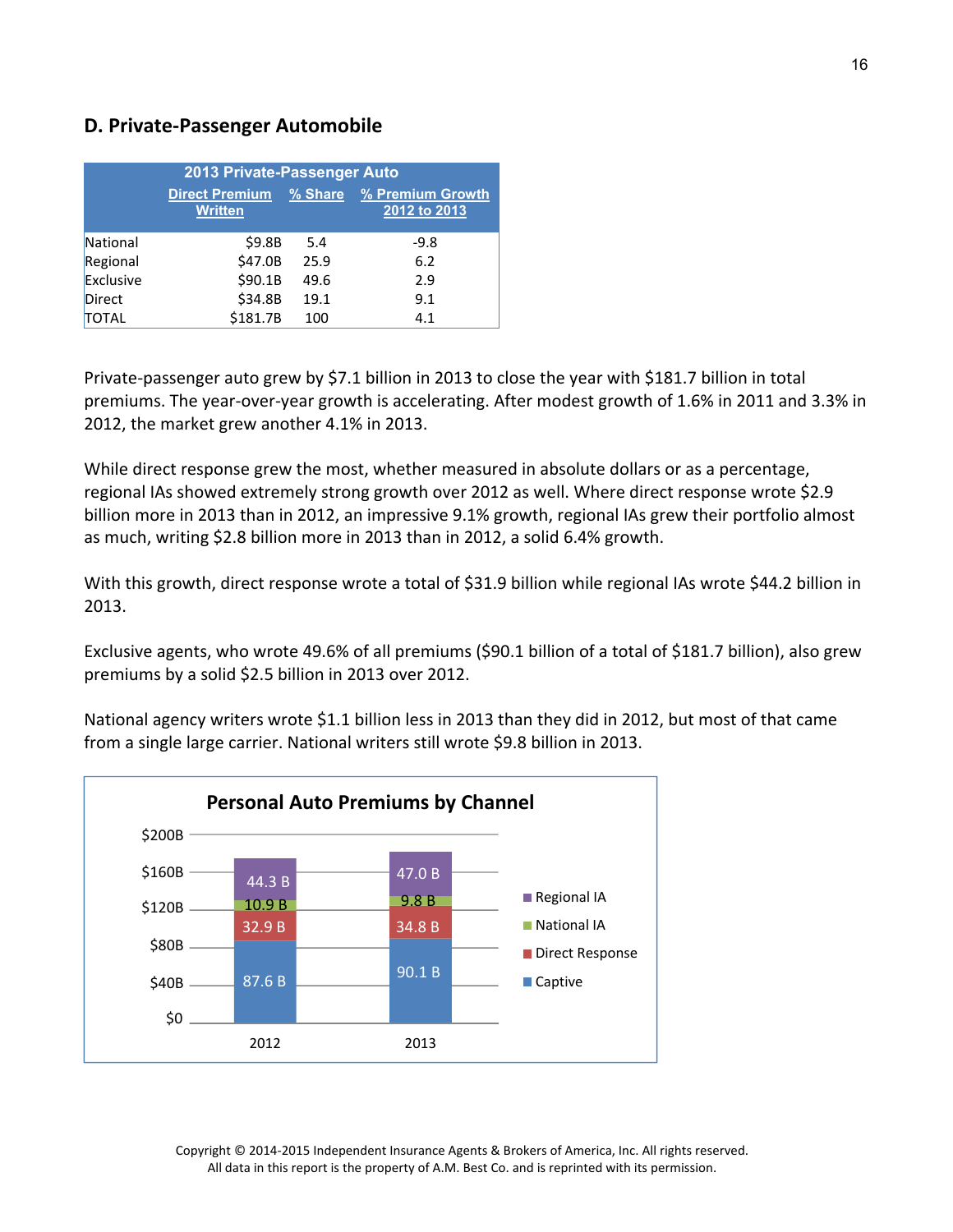## D. Private-Passenger Automobile

| 2013 Private-Passenger Auto | | | |
|---|---|---|---|
| | Direct Premium Written | % Share | % Premium Growth 2012 to 2013 |
| National | $9.8B | 5.4 | -9.8 |
| Regional | $47.0B | 25.9 | 6.2 |
| Exclusive | $90.1B | 49.6 | 2.9 |
| Direct | $34.8B | 19.1 | 9.1 |
| TOTAL | $181.7B | 100 | 4.1 |

Private-passenger auto grew by $7.1 billion in 2013 to close the year with $181.7 billion in total premiums. The year-over-year growth is accelerating. After modest growth of 1.6% in 2011 and 3.3% in 2012, the market grew another 4.1% in 2013.

While direct response grew the most, whether measured in absolute dollars or as a percentage, regional IAs showed extremely strong growth over 2012 as well. Where direct response wrote $2.9 billion more in 2013 than in 2012, an impressive 9.1% growth, regional IAs grew their portfolio almost as much, writing $2.8 billion more in 2013 than in 2012, a solid 6.4% growth.

With this growth, direct response wrote a total of $31.9 billion while regional IAs wrote $44.2 billion in 2013.

Exclusive agents, who wrote 49.6% of all premiums ($90.1 billion of a total of $181.7 billion), also grew premiums by a solid $2.5 billion in 2013 over 2012.

National agency writers wrote $1.1 billion less in 2013 than they did in 2012, but most of that came from a single large carrier. National writers still wrote $9.8 billion in 2013.

**Personal Auto Premiums by Channel**

| | 2012 | 2013 |
|---|---|---|
| Regional IA | 44.3 B | 47.0 B |
| National IA | 10.9 B | 9.8 B |
| Direct Response | 32.9 B | 34.8 B |
| Captive | 87.6 B | 90.1 B |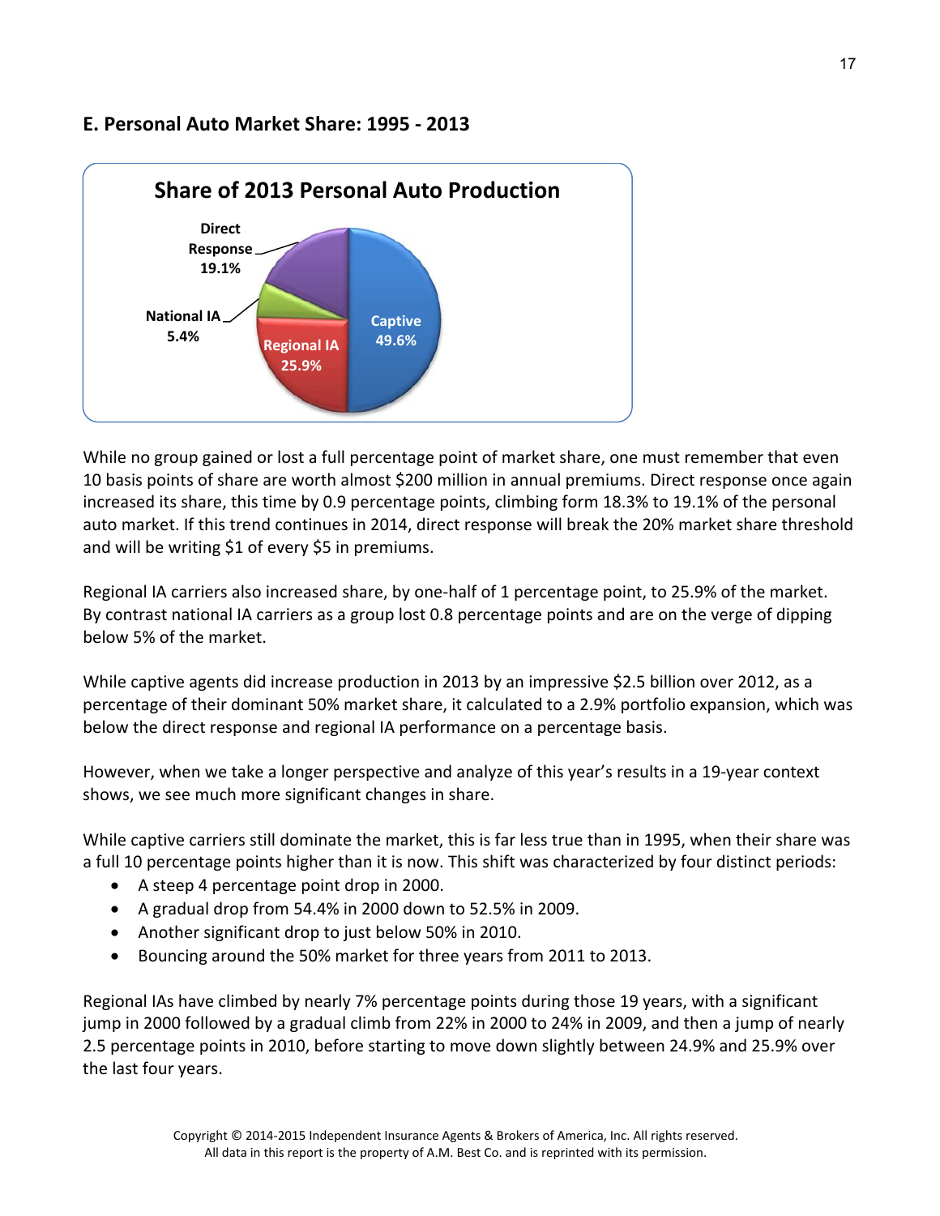## E. Personal Auto Market Share: 1995 - 2013

**Share of 2013 Personal Auto Production**

- Direct Response 19.1%
- National IA 5.4%
- Regional IA 25.9%
- Captive 49.6%

While no group gained or lost a full percentage point of market share, one must remember that even 10 basis points of share are worth almost $200 million in annual premiums. Direct response once again increased its share, this time by 0.9 percentage points, climbing form 18.3% to 19.1% of the personal auto market. If this trend continues in 2014, direct response will break the 20% market share threshold and will be writing $1 of every $5 in premiums.

Regional IA carriers also increased share, by one-half of 1 percentage point, to 25.9% of the market. By contrast national IA carriers as a group lost 0.8 percentage points and are on the verge of dipping below 5% of the market.

While captive agents did increase production in 2013 by an impressive $2.5 billion over 2012, as a percentage of their dominant 50% market share, it calculated to a 2.9% portfolio expansion, which was below the direct response and regional IA performance on a percentage basis.

However, when we take a longer perspective and analyze of this year's results in a 19-year context shows, we see much more significant changes in share.

While captive carriers still dominate the market, this is far less true than in 1995, when their share was a full 10 percentage points higher than it is now. This shift was characterized by four distinct periods:

- A steep 4 percentage point drop in 2000.
- A gradual drop from 54.4% in 2000 down to 52.5% in 2009.
- Another significant drop to just below 50% in 2010.
- Bouncing around the 50% market for three years from 2011 to 2013.

Regional IAs have climbed by nearly 7% percentage points during those 19 years, with a significant jump in 2000 followed by a gradual climb from 22% in 2000 to 24% in 2009, and then a jump of nearly 2.5 percentage points in 2010, before starting to move down slightly between 24.9% and 25.9% over the last four years.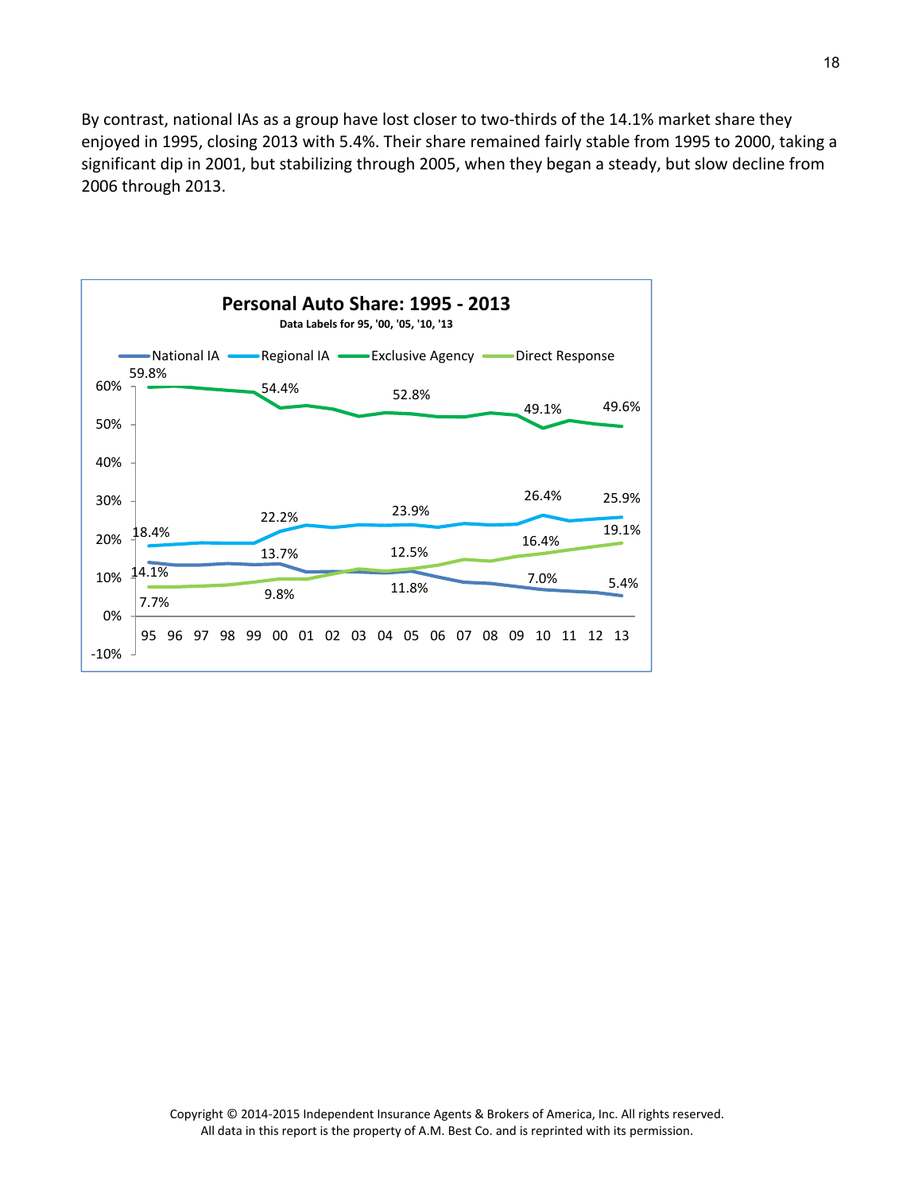By contrast, national IAs as a group have lost closer to two-thirds of the 14.1% market share they enjoyed in 1995, closing 2013 with 5.4%. Their share remained fairly stable from 1995 to 2000, taking a significant dip in 2001, but stabilizing through 2005, when they began a steady, but slow decline from 2006 through 2013.

**Personal Auto Share: 1995 - 2013**

Data Labels for 95, '00, '05, '10, '13

| | 95 | 00 | 05 | 10 | 13 |
|---|---|---|---|---|---|
| National IA | 14.1% | 13.7% | 11.8% | 7.0% | 5.4% |
| Regional IA | 18.4% | 22.2% | 23.9% | 26.4% | 25.9% |
| Exclusive Agency | 59.8% | 54.4% | 52.8% | 49.1% | 49.6% |
| Direct Response | 7.7% | 9.8% | 12.5% | 16.4% | 19.1% |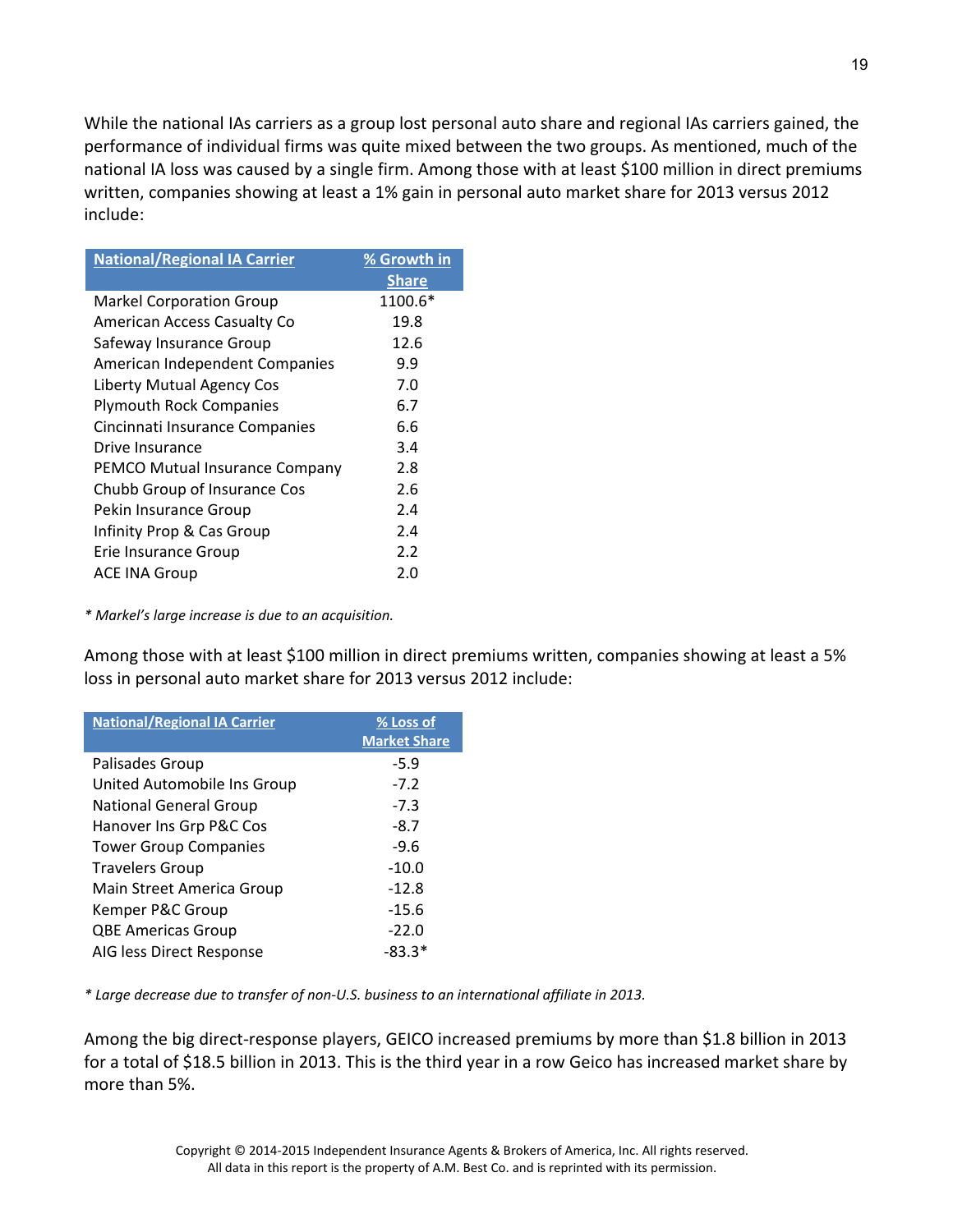While the national IAs carriers as a group lost personal auto share and regional IAs carriers gained, the performance of individual firms was quite mixed between the two groups. As mentioned, much of the national IA loss was caused by a single firm. Among those with at least $100 million in direct premiums written, companies showing at least a 1% gain in personal auto market share for 2013 versus 2012 include:

| National/Regional IA Carrier | % Growth in Share |
|---|---|
| Markel Corporation Group | 1100.6* |
| American Access Casualty Co | 19.8 |
| Safeway Insurance Group | 12.6 |
| American Independent Companies | 9.9 |
| Liberty Mutual Agency Cos | 7.0 |
| Plymouth Rock Companies | 6.7 |
| Cincinnati Insurance Companies | 6.6 |
| Drive Insurance | 3.4 |
| PEMCO Mutual Insurance Company | 2.8 |
| Chubb Group of Insurance Cos | 2.6 |
| Pekin Insurance Group | 2.4 |
| Infinity Prop & Cas Group | 2.4 |
| Erie Insurance Group | 2.2 |
| ACE INA Group | 2.0 |

*\* Markel's large increase is due to an acquisition.*

Among those with at least $100 million in direct premiums written, companies showing at least a 5% loss in personal auto market share for 2013 versus 2012 include:

| National/Regional IA Carrier | % Loss of Market Share |
|---|---|
| Palisades Group | -5.9 |
| United Automobile Ins Group | -7.2 |
| National General Group | -7.3 |
| Hanover Ins Grp P&C Cos | -8.7 |
| Tower Group Companies | -9.6 |
| Travelers Group | -10.0 |
| Main Street America Group | -12.8 |
| Kemper P&C Group | -15.6 |
| QBE Americas Group | -22.0 |
| AIG less Direct Response | -83.3* |

*\* Large decrease due to transfer of non-U.S. business to an international affiliate in 2013.*

Among the big direct-response players, GEICO increased premiums by more than $1.8 billion in 2013 for a total of $18.5 billion in 2013. This is the third year in a row Geico has increased market share by more than 5%.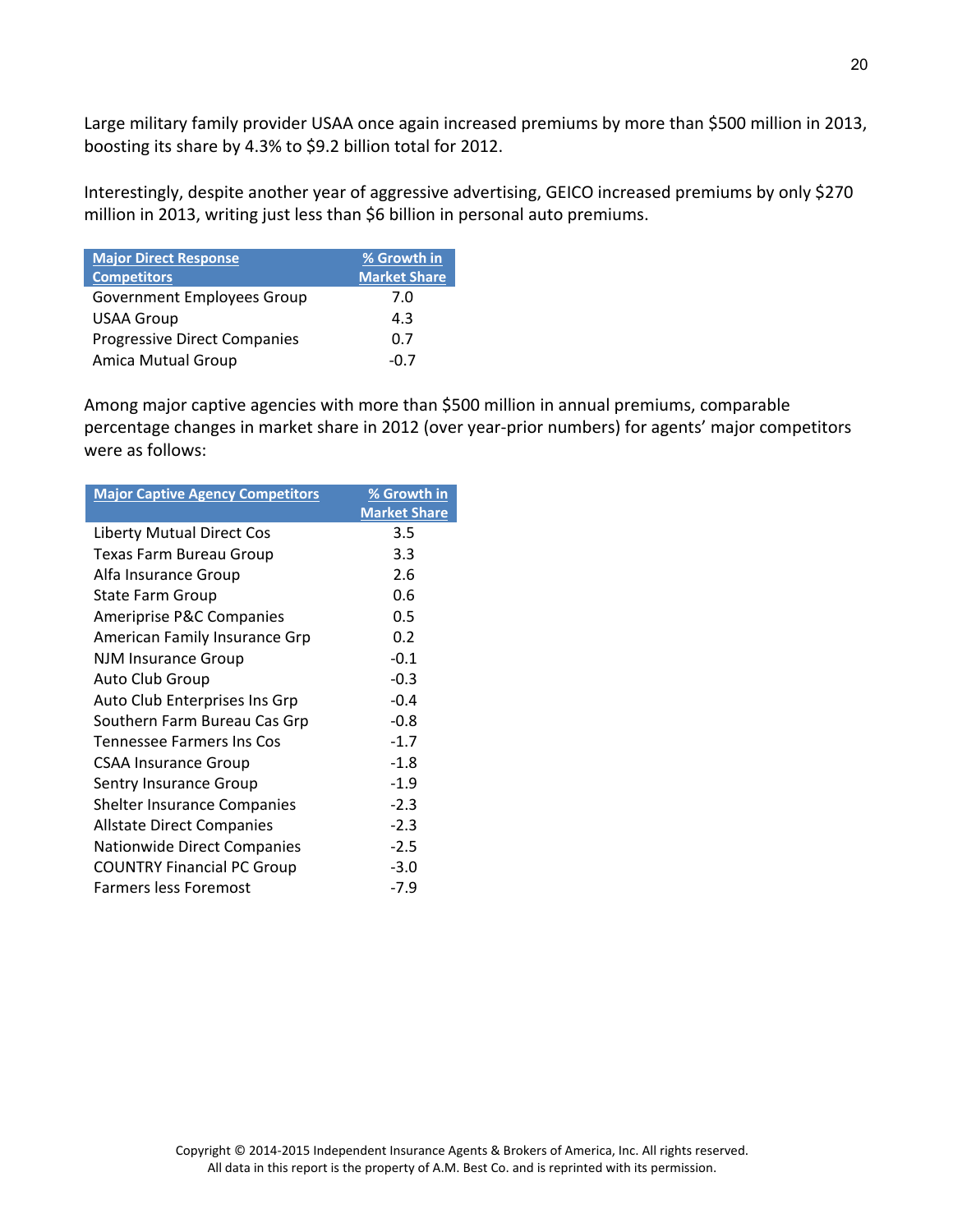Large military family provider USAA once again increased premiums by more than $500 million in 2013, boosting its share by 4.3% to $9.2 billion total for 2012.

Interestingly, despite another year of aggressive advertising, GEICO increased premiums by only $270 million in 2013, writing just less than $6 billion in personal auto premiums.

| Major Direct Response Competitors | % Growth in Market Share |
|---|---|
| Government Employees Group | 7.0 |
| USAA Group | 4.3 |
| Progressive Direct Companies | 0.7 |
| Amica Mutual Group | -0.7 |

Among major captive agencies with more than $500 million in annual premiums, comparable percentage changes in market share in 2012 (over year-prior numbers) for agents' major competitors were as follows:

| Major Captive Agency Competitors | % Growth in Market Share |
|---|---|
| Liberty Mutual Direct Cos | 3.5 |
| Texas Farm Bureau Group | 3.3 |
| Alfa Insurance Group | 2.6 |
| State Farm Group | 0.6 |
| Ameriprise P&C Companies | 0.5 |
| American Family Insurance Grp | 0.2 |
| NJM Insurance Group | -0.1 |
| Auto Club Group | -0.3 |
| Auto Club Enterprises Ins Grp | -0.4 |
| Southern Farm Bureau Cas Grp | -0.8 |
| Tennessee Farmers Ins Cos | -1.7 |
| CSAA Insurance Group | -1.8 |
| Sentry Insurance Group | -1.9 |
| Shelter Insurance Companies | -2.3 |
| Allstate Direct Companies | -2.3 |
| Nationwide Direct Companies | -2.5 |
| COUNTRY Financial PC Group | -3.0 |
| Farmers less Foremost | -7.9 |

Copyright © 2014-2015 Independent Insurance Agents & Brokers of America, Inc. All rights reserved.
All data in this report is the property of A.M. Best Co. and is reprinted with its permission.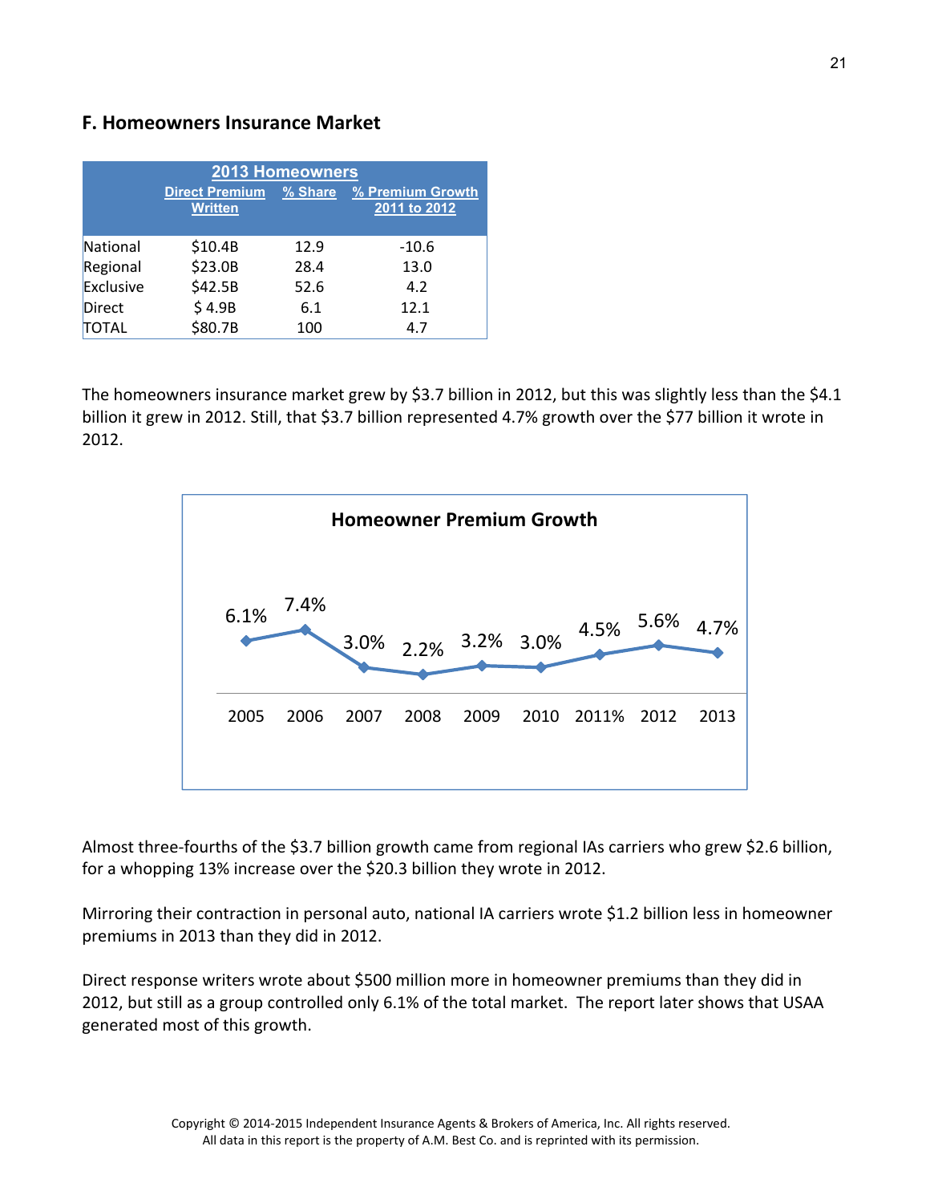## F. Homeowners Insurance Market

| 2013 Homeowners | Direct Premium Written | % Share | % Premium Growth 2011 to 2012 |
|---|---|---|---|
| National | $10.4B | 12.9 | -10.6 |
| Regional | $23.0B | 28.4 | 13.0 |
| Exclusive | $42.5B | 52.6 | 4.2 |
| Direct | $ 4.9B | 6.1 | 12.1 |
| TOTAL | $80.7B | 100 | 4.7 |

The homeowners insurance market grew by $3.7 billion in 2012, but this was slightly less than the $4.1 billion it grew in 2012. Still, that $3.7 billion represented 4.7% growth over the $77 billion it wrote in 2012.

**Homeowner Premium Growth**

| 2005 | 2006 | 2007 | 2008 | 2009 | 2010 | 2011% | 2012 | 2013 |
|---|---|---|---|---|---|---|---|---|
| 6.1% | 7.4% | 3.0% | 2.2% | 3.2% | 3.0% | 4.5% | 5.6% | 4.7% |

Almost three-fourths of the $3.7 billion growth came from regional IAs carriers who grew $2.6 billion, for a whopping 13% increase over the $20.3 billion they wrote in 2012.

Mirroring their contraction in personal auto, national IA carriers wrote $1.2 billion less in homeowner premiums in 2013 than they did in 2012.

Direct response writers wrote about $500 million more in homeowner premiums than they did in 2012, but still as a group controlled only 6.1% of the total market. The report later shows that USAA generated most of this growth.

Copyright © 2014-2015 Independent Insurance Agents & Brokers of America, Inc. All rights reserved.
All data in this report is the property of A.M. Best Co. and is reprinted with its permission.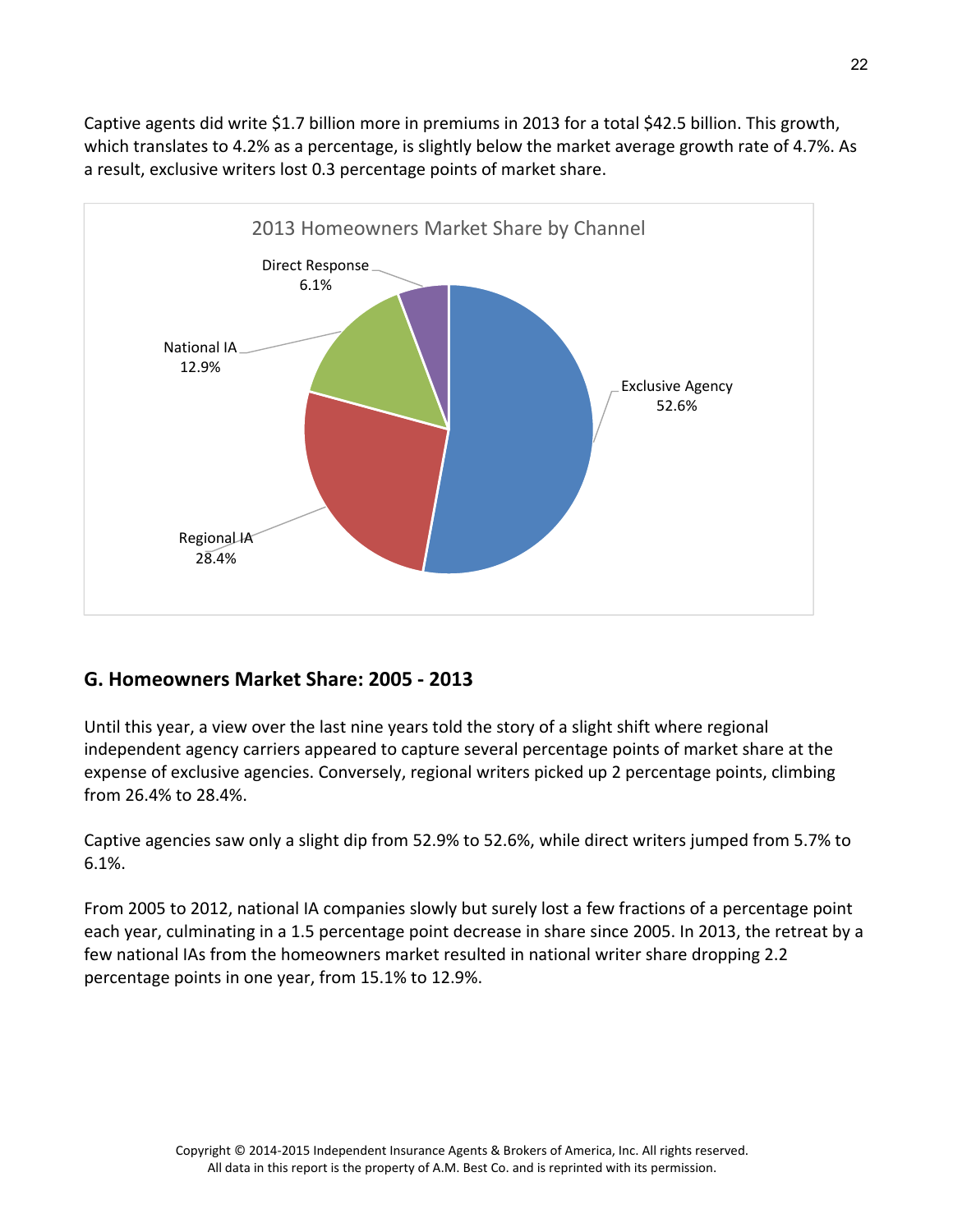Captive agents did write $1.7 billion more in premiums in 2013 for a total $42.5 billion. This growth, which translates to 4.2% as a percentage, is slightly below the market average growth rate of 4.7%. As a result, exclusive writers lost 0.3 percentage points of market share.

2013 Homeowners Market Share by Channel

| Channel | Share |
|---|---|
| Exclusive Agency | 52.6% |
| Regional IA | 28.4% |
| National IA | 12.9% |
| Direct Response | 6.1% |

## G. Homeowners Market Share: 2005 - 2013

Until this year, a view over the last nine years told the story of a slight shift where regional independent agency carriers appeared to capture several percentage points of market share at the expense of exclusive agencies. Conversely, regional writers picked up 2 percentage points, climbing from 26.4% to 28.4%.

Captive agencies saw only a slight dip from 52.9% to 52.6%, while direct writers jumped from 5.7% to 6.1%.

From 2005 to 2012, national IA companies slowly but surely lost a few fractions of a percentage point each year, culminating in a 1.5 percentage point decrease in share since 2005. In 2013, the retreat by a few national IAs from the homeowners market resulted in national writer share dropping 2.2 percentage points in one year, from 15.1% to 12.9%.

Copyright © 2014-2015 Independent Insurance Agents & Brokers of America, Inc. All rights reserved.
All data in this report is the property of A.M. Best Co. and is reprinted with its permission.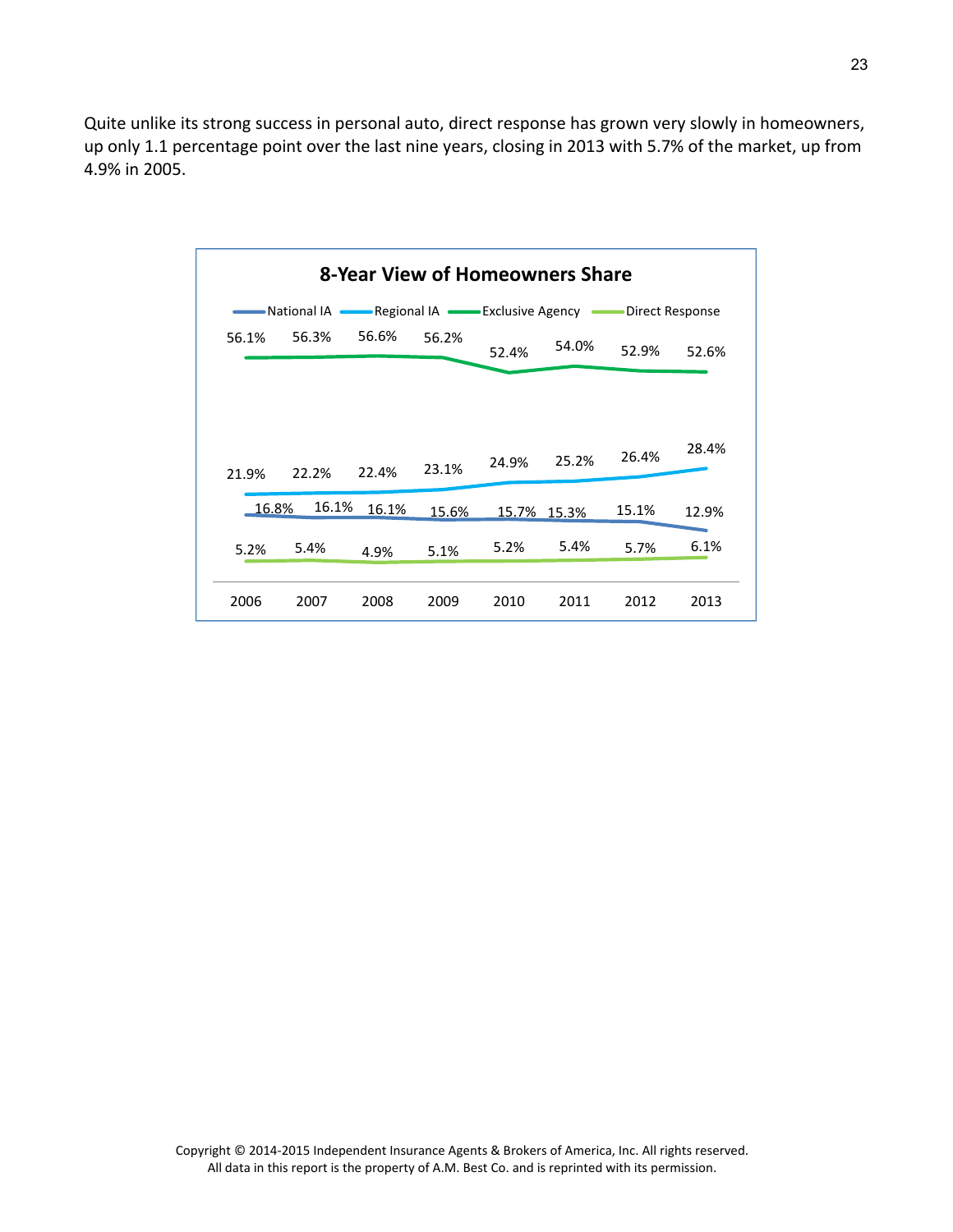Quite unlike its strong success in personal auto, direct response has grown very slowly in homeowners, up only 1.1 percentage point over the last nine years, closing in 2013 with 5.7% of the market, up from 4.9% in 2005.

**8-Year View of Homeowners Share**

| | 2006 | 2007 | 2008 | 2009 | 2010 | 2011 | 2012 | 2013 |
|---|---|---|---|---|---|---|---|---|
| National IA | 16.8% | 16.1% | 16.1% | 15.6% | 15.7% | 15.3% | 15.1% | 12.9% |
| Regional IA | 21.9% | 22.2% | 22.4% | 23.1% | 24.9% | 25.2% | 26.4% | 28.4% |
| Exclusive Agency | 56.1% | 56.3% | 56.6% | 56.2% | 52.4% | 54.0% | 52.9% | 52.6% |
| Direct Response | 5.2% | 5.4% | 4.9% | 5.1% | 5.2% | 5.4% | 5.7% | 6.1% |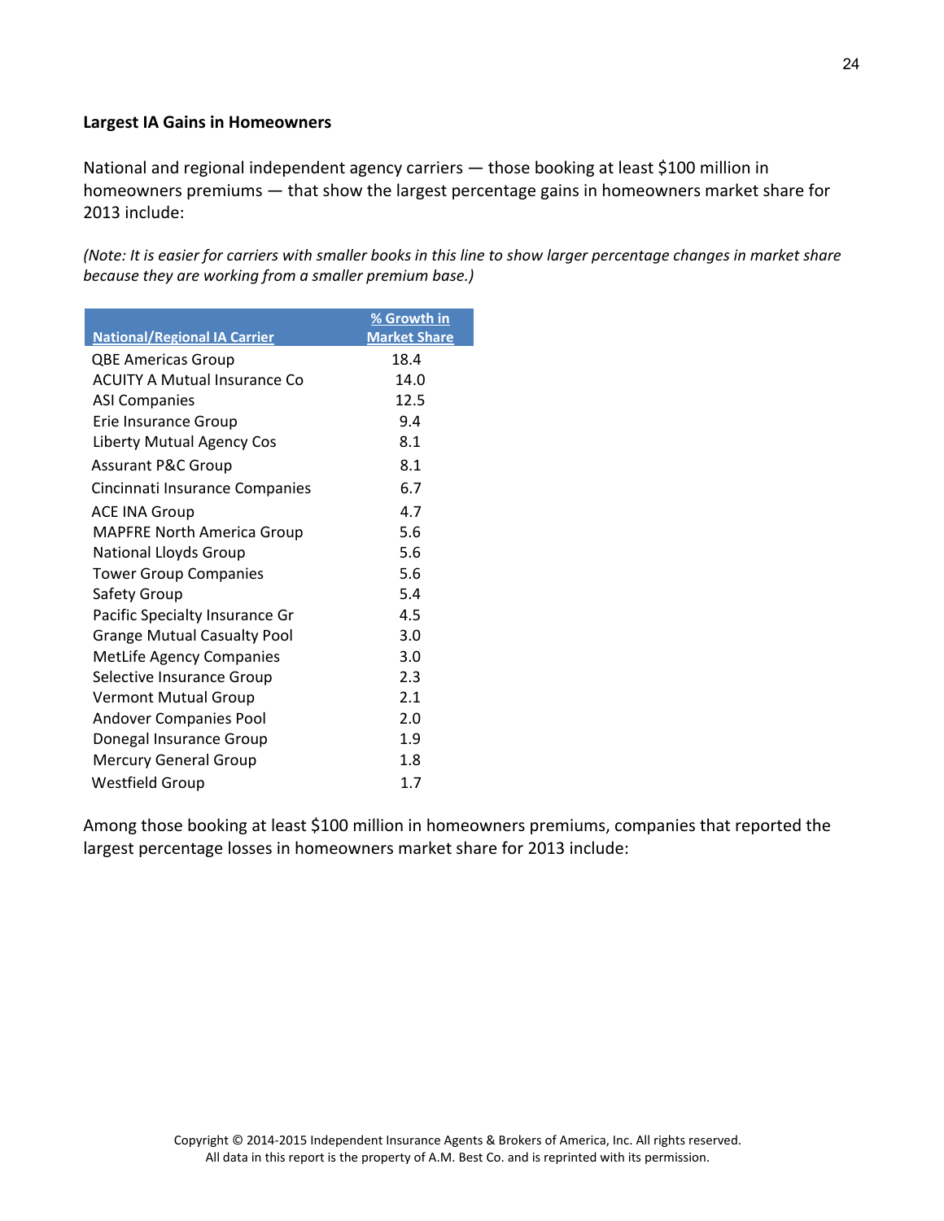**Largest IA Gains in Homeowners**

National and regional independent agency carriers — those booking at least $100 million in homeowners premiums — that show the largest percentage gains in homeowners market share for 2013 include:

*(Note: It is easier for carriers with smaller books in this line to show larger percentage changes in market share because they are working from a smaller premium base.)*

| National/Regional IA Carrier | % Growth in Market Share |
|---|---|
| QBE Americas Group | 18.4 |
| ACUITY A Mutual Insurance Co | 14.0 |
| ASI Companies | 12.5 |
| Erie Insurance Group | 9.4 |
| Liberty Mutual Agency Cos | 8.1 |
| Assurant P&C Group | 8.1 |
| Cincinnati Insurance Companies | 6.7 |
| ACE INA Group | 4.7 |
| MAPFRE North America Group | 5.6 |
| National Lloyds Group | 5.6 |
| Tower Group Companies | 5.6 |
| Safety Group | 5.4 |
| Pacific Specialty Insurance Gr | 4.5 |
| Grange Mutual Casualty Pool | 3.0 |
| MetLife Agency Companies | 3.0 |
| Selective Insurance Group | 2.3 |
| Vermont Mutual Group | 2.1 |
| Andover Companies Pool | 2.0 |
| Donegal Insurance Group | 1.9 |
| Mercury General Group | 1.8 |
| Westfield Group | 1.7 |

Among those booking at least $100 million in homeowners premiums, companies that reported the largest percentage losses in homeowners market share for 2013 include:

Copyright © 2014-2015 Independent Insurance Agents & Brokers of America, Inc. All rights reserved.
All data in this report is the property of A.M. Best Co. and is reprinted with its permission.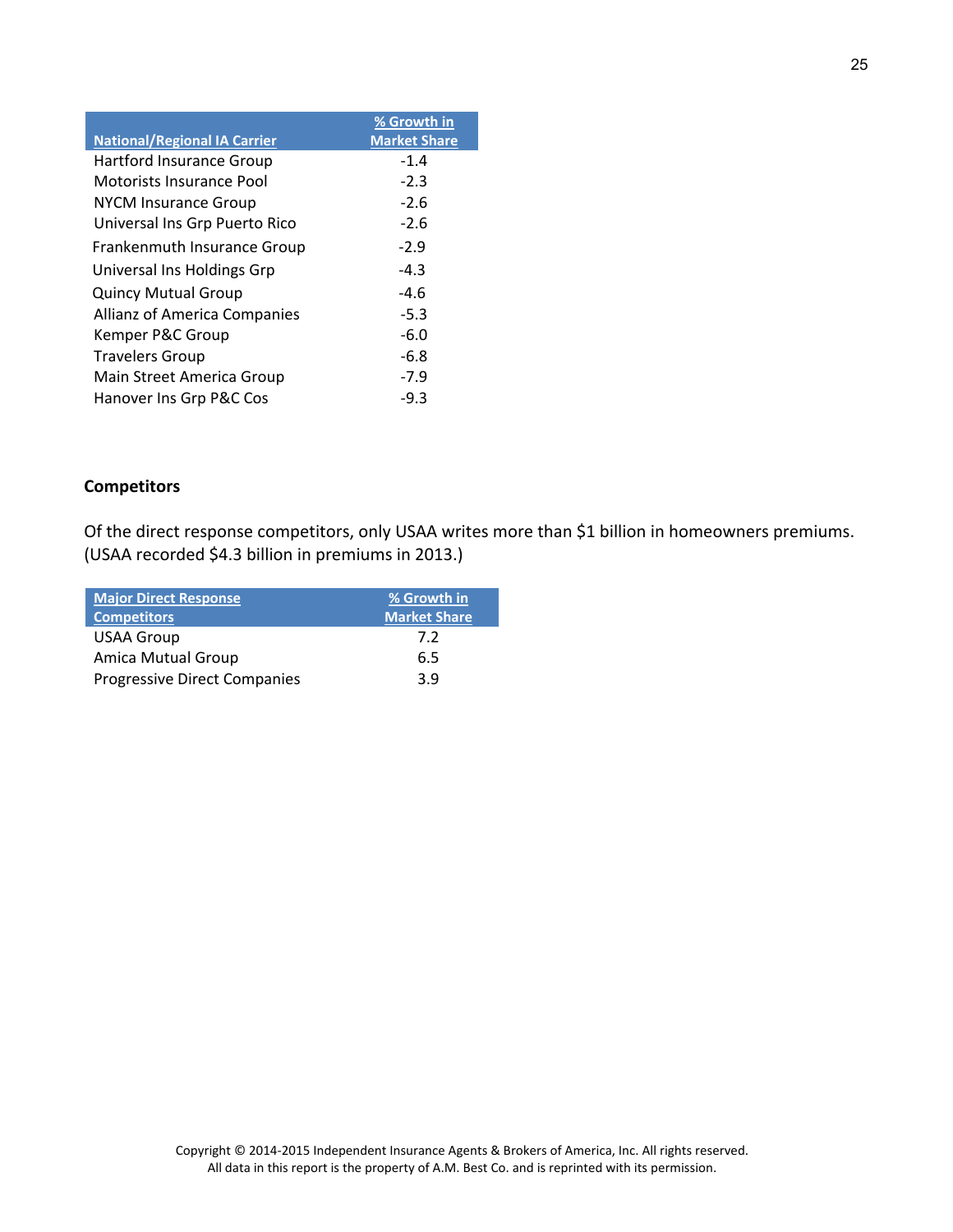| National/Regional IA Carrier | % Growth in Market Share |
|---|---|
| Hartford Insurance Group | -1.4 |
| Motorists Insurance Pool | -2.3 |
| NYCM Insurance Group | -2.6 |
| Universal Ins Grp Puerto Rico | -2.6 |
| Frankenmuth Insurance Group | -2.9 |
| Universal Ins Holdings Grp | -4.3 |
| Quincy Mutual Group | -4.6 |
| Allianz of America Companies | -5.3 |
| Kemper P&C Group | -6.0 |
| Travelers Group | -6.8 |
| Main Street America Group | -7.9 |
| Hanover Ins Grp P&C Cos | -9.3 |

## Competitors

Of the direct response competitors, only USAA writes more than $1 billion in homeowners premiums. (USAA recorded $4.3 billion in premiums in 2013.)

| Major Direct Response Competitors | % Growth in Market Share |
|---|---|
| USAA Group | 7.2 |
| Amica Mutual Group | 6.5 |
| Progressive Direct Companies | 3.9 |

Copyright © 2014-2015 Independent Insurance Agents & Brokers of America, Inc. All rights reserved.
All data in this report is the property of A.M. Best Co. and is reprinted with its permission.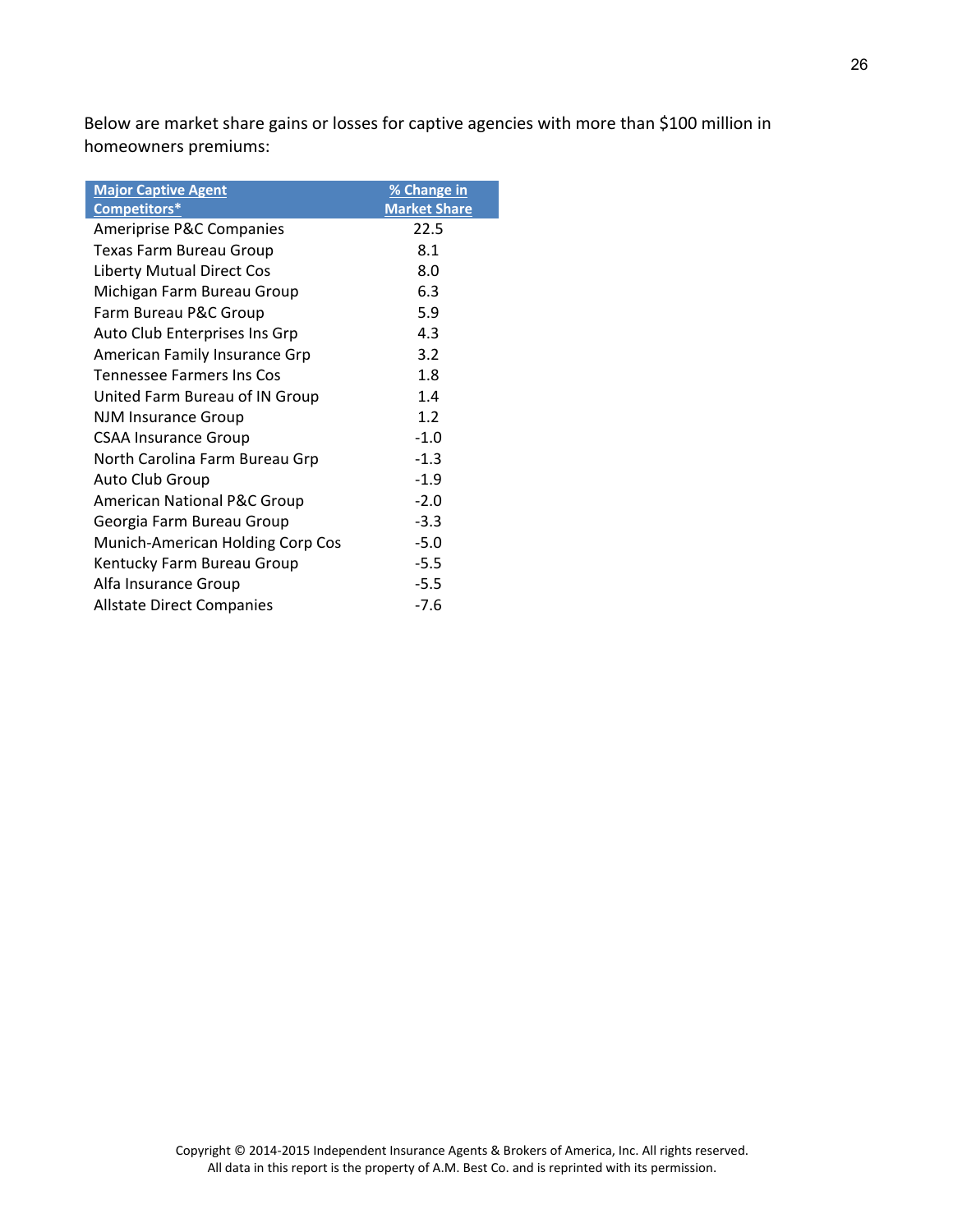Below are market share gains or losses for captive agencies with more than $100 million in homeowners premiums:

| Major Captive Agent Competitors* | % Change in Market Share |
|---|---|
| Ameriprise P&C Companies | 22.5 |
| Texas Farm Bureau Group | 8.1 |
| Liberty Mutual Direct Cos | 8.0 |
| Michigan Farm Bureau Group | 6.3 |
| Farm Bureau P&C Group | 5.9 |
| Auto Club Enterprises Ins Grp | 4.3 |
| American Family Insurance Grp | 3.2 |
| Tennessee Farmers Ins Cos | 1.8 |
| United Farm Bureau of IN Group | 1.4 |
| NJM Insurance Group | 1.2 |
| CSAA Insurance Group | -1.0 |
| North Carolina Farm Bureau Grp | -1.3 |
| Auto Club Group | -1.9 |
| American National P&C Group | -2.0 |
| Georgia Farm Bureau Group | -3.3 |
| Munich-American Holding Corp Cos | -5.0 |
| Kentucky Farm Bureau Group | -5.5 |
| Alfa Insurance Group | -5.5 |
| Allstate Direct Companies | -7.6 |

Copyright © 2014-2015 Independent Insurance Agents & Brokers of America, Inc. All rights reserved.
All data in this report is the property of A.M. Best Co. and is reprinted with its permission.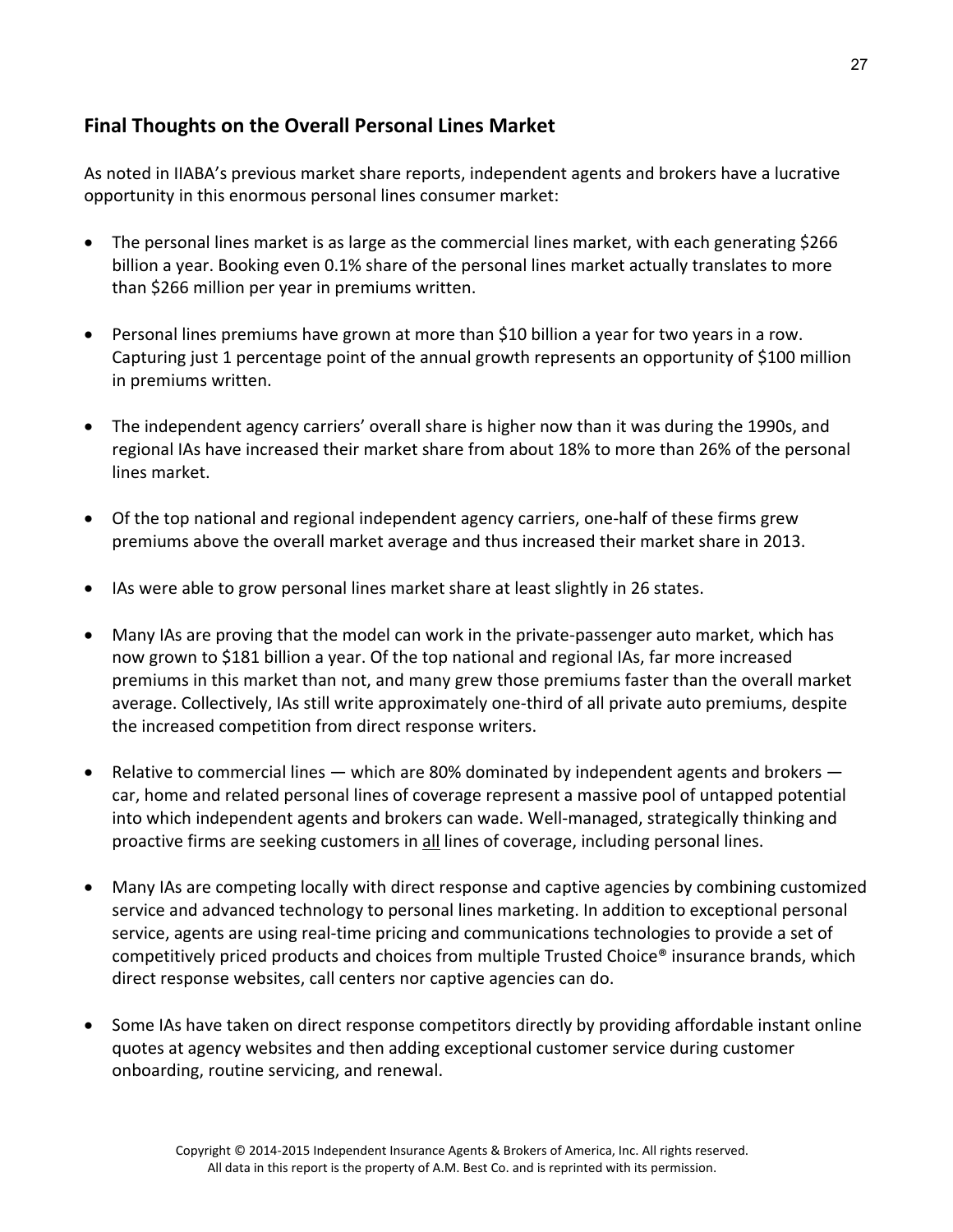## Final Thoughts on the Overall Personal Lines Market

As noted in IIABA's previous market share reports, independent agents and brokers have a lucrative opportunity in this enormous personal lines consumer market:

- The personal lines market is as large as the commercial lines market, with each generating $266 billion a year. Booking even 0.1% share of the personal lines market actually translates to more than $266 million per year in premiums written.
- Personal lines premiums have grown at more than $10 billion a year for two years in a row. Capturing just 1 percentage point of the annual growth represents an opportunity of $100 million in premiums written.
- The independent agency carriers' overall share is higher now than it was during the 1990s, and regional IAs have increased their market share from about 18% to more than 26% of the personal lines market.
- Of the top national and regional independent agency carriers, one-half of these firms grew premiums above the overall market average and thus increased their market share in 2013.
- IAs were able to grow personal lines market share at least slightly in 26 states.
- Many IAs are proving that the model can work in the private-passenger auto market, which has now grown to $181 billion a year. Of the top national and regional IAs, far more increased premiums in this market than not, and many grew those premiums faster than the overall market average. Collectively, IAs still write approximately one-third of all private auto premiums, despite the increased competition from direct response writers.
- Relative to commercial lines — which are 80% dominated by independent agents and brokers — car, home and related personal lines of coverage represent a massive pool of untapped potential into which independent agents and brokers can wade. Well-managed, strategically thinking and proactive firms are seeking customers in <u>all</u> lines of coverage, including personal lines.
- Many IAs are competing locally with direct response and captive agencies by combining customized service and advanced technology to personal lines marketing. In addition to exceptional personal service, agents are using real-time pricing and communications technologies to provide a set of competitively priced products and choices from multiple Trusted Choice® insurance brands, which direct response websites, call centers nor captive agencies can do.
- Some IAs have taken on direct response competitors directly by providing affordable instant online quotes at agency websites and then adding exceptional customer service during customer onboarding, routine servicing, and renewal.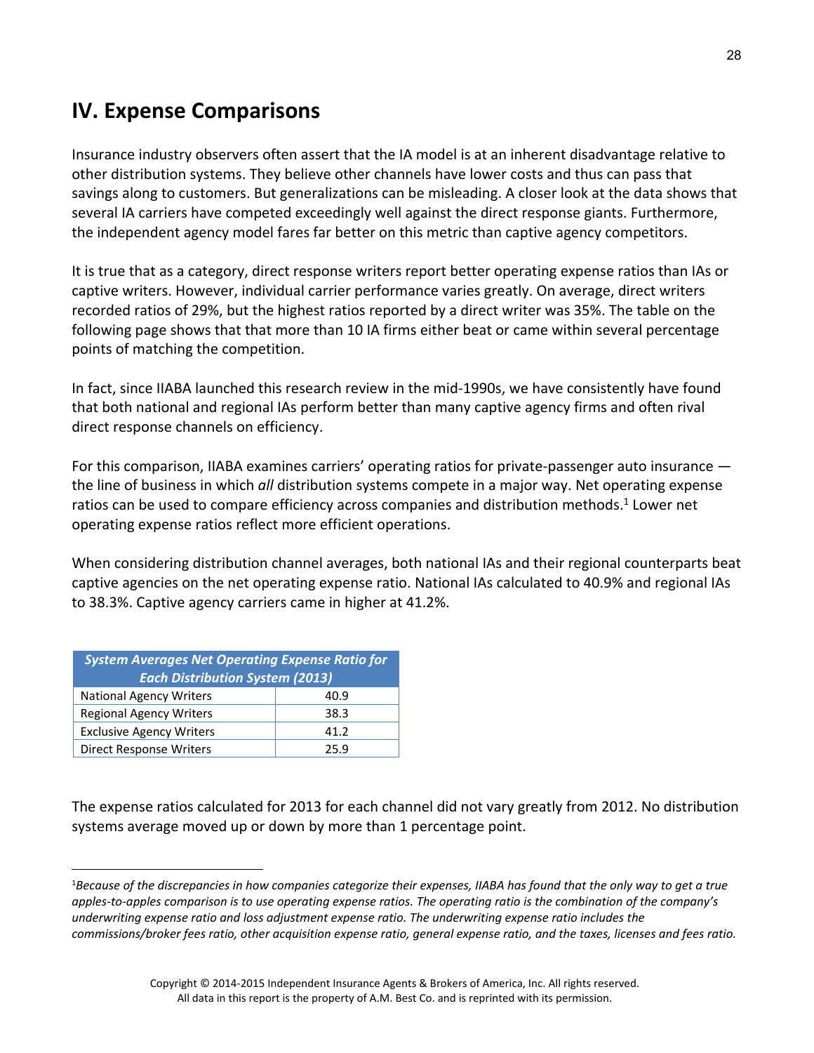## IV. Expense Comparisons

Insurance industry observers often assert that the IA model is at an inherent disadvantage relative to other distribution systems. They believe other channels have lower costs and thus can pass that savings along to customers. But generalizations can be misleading. A closer look at the data shows that several IA carriers have competed exceedingly well against the direct response giants. Furthermore, the independent agency model fares far better on this metric than captive agency competitors.

It is true that as a category, direct response writers report better operating expense ratios than IAs or captive writers. However, individual carrier performance varies greatly. On average, direct writers recorded ratios of 29%, but the highest ratios reported by a direct writer was 35%. The table on the following page shows that that more than 10 IA firms either beat or came within several percentage points of matching the competition.

In fact, since IIABA launched this research review in the mid-1990s, we have consistently have found that both national and regional IAs perform better than many captive agency firms and often rival direct response channels on efficiency.

For this comparison, IIABA examines carriers' operating ratios for private-passenger auto insurance — the line of business in which *all* distribution systems compete in a major way. Net operating expense ratios can be used to compare efficiency across companies and distribution methods.[1] Lower net operating expense ratios reflect more efficient operations.

When considering distribution channel averages, both national IAs and their regional counterparts beat captive agencies on the net operating expense ratio. National IAs calculated to 40.9% and regional IAs to 38.3%. Captive agency carriers came in higher at 41.2%.

| ***System Averages Net Operating Expense Ratio for Each Distribution System (2013)*** | |
|---|---|
| National Agency Writers | 40.9 |
| Regional Agency Writers | 38.3 |
| Exclusive Agency Writers | 41.2 |
| Direct Response Writers | 25.9 |

The expense ratios calculated for 2013 for each channel did not vary greatly from 2012. No distribution systems average moved up or down by more than 1 percentage point.

---

[1]*Because of the discrepancies in how companies categorize their expenses, IIABA has found that the only way to get a true apples-to-apples comparison is to use operating expense ratios. The operating ratio is the combination of the company's underwriting expense ratio and loss adjustment expense ratio. The underwriting expense ratio includes the commissions/broker fees ratio, other acquisition expense ratio, general expense ratio, and the taxes, licenses and fees ratio.*

Copyright © 2014-2015 Independent Insurance Agents & Brokers of America, Inc. All rights reserved.
All data in this report is the property of A.M. Best Co. and is reprinted with its permission.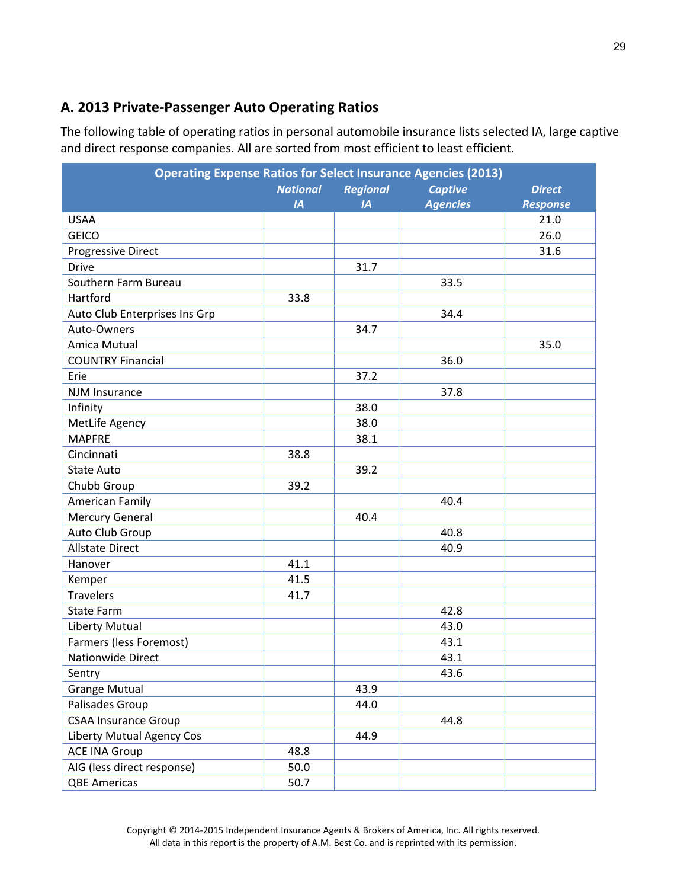## A. 2013 Private-Passenger Auto Operating Ratios

The following table of operating ratios in personal automobile insurance lists selected IA, large captive and direct response companies. All are sorted from most efficient to least efficient.

| Operating Expense Ratios for Select Insurance Agencies (2013) | | | | |
|---|---|---|---|---|
| | *National IA* | *Regional IA* | *Captive Agencies* | *Direct Response* |
| USAA | | | | 21.0 |
| GEICO | | | | 26.0 |
| Progressive Direct | | | | 31.6 |
| Drive | | 31.7 | | |
| Southern Farm Bureau | | | 33.5 | |
| Hartford | 33.8 | | | |
| Auto Club Enterprises Ins Grp | | | 34.4 | |
| Auto-Owners | | 34.7 | | |
| Amica Mutual | | | | 35.0 |
| COUNTRY Financial | | | 36.0 | |
| Erie | | 37.2 | | |
| NJM Insurance | | | 37.8 | |
| Infinity | | 38.0 | | |
| MetLife Agency | | 38.0 | | |
| MAPFRE | | 38.1 | | |
| Cincinnati | 38.8 | | | |
| State Auto | | 39.2 | | |
| Chubb Group | 39.2 | | | |
| American Family | | | 40.4 | |
| Mercury General | | 40.4 | | |
| Auto Club Group | | | 40.8 | |
| Allstate Direct | | | 40.9 | |
| Hanover | 41.1 | | | |
| Kemper | 41.5 | | | |
| Travelers | 41.7 | | | |
| State Farm | | | 42.8 | |
| Liberty Mutual | | | 43.0 | |
| Farmers (less Foremost) | | | 43.1 | |
| Nationwide Direct | | | 43.1 | |
| Sentry | | | 43.6 | |
| Grange Mutual | | 43.9 | | |
| Palisades Group | | 44.0 | | |
| CSAA Insurance Group | | | 44.8 | |
| Liberty Mutual Agency Cos | | 44.9 | | |
| ACE INA Group | 48.8 | | | |
| AIG (less direct response) | 50.0 | | | |
| QBE Americas | 50.7 | | | |

Copyright © 2014-2015 Independent Insurance Agents & Brokers of America, Inc. All rights reserved.
All data in this report is the property of A.M. Best Co. and is reprinted with its permission.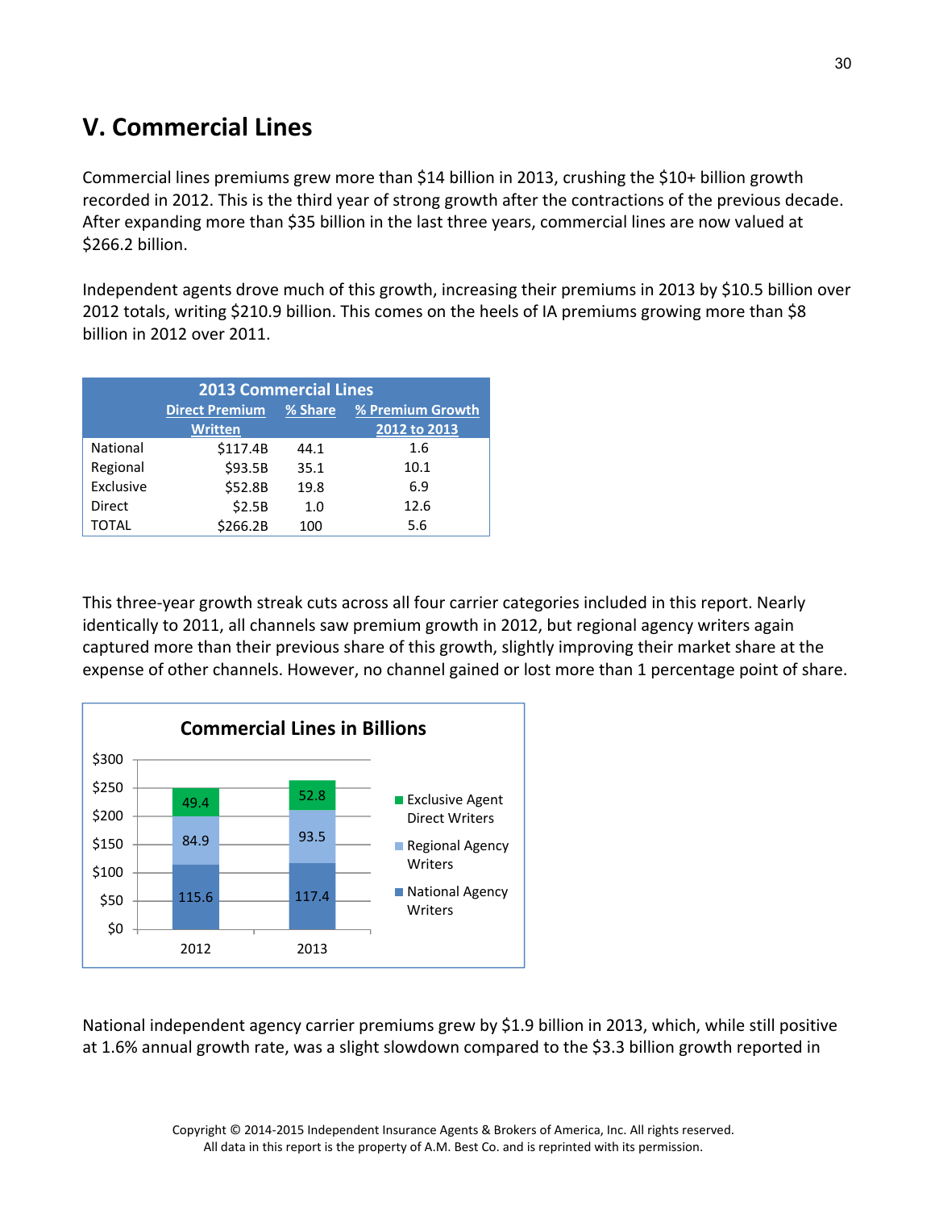# V. Commercial Lines

Commercial lines premiums grew more than $14 billion in 2013, crushing the $10+ billion growth recorded in 2012. This is the third year of strong growth after the contractions of the previous decade. After expanding more than $35 billion in the last three years, commercial lines are now valued at $266.2 billion.

Independent agents drove much of this growth, increasing their premiums in 2013 by $10.5 billion over 2012 totals, writing $210.9 billion. This comes on the heels of IA premiums growing more than $8 billion in 2012 over 2011.

| 2013 Commercial Lines | Direct Premium Written | % Share | % Premium Growth 2012 to 2013 |
|---|---|---|---|
| National | $117.4B | 44.1 | 1.6 |
| Regional | $93.5B | 35.1 | 10.1 |
| Exclusive | $52.8B | 19.8 | 6.9 |
| Direct | $2.5B | 1.0 | 12.6 |
| TOTAL | $266.2B | 100 | 5.6 |

This three-year growth streak cuts across all four carrier categories included in this report. Nearly identically to 2011, all channels saw premium growth in 2012, but regional agency writers again captured more than their previous share of this growth, slightly improving their market share at the expense of other channels. However, no channel gained or lost more than 1 percentage point of share.

**Commercial Lines in Billions**

| | 2012 | 2013 |
|---|---|---|
| Exclusive Agent Direct Writers | 49.4 | 52.8 |
| Regional Agency Writers | 84.9 | 93.5 |
| National Agency Writers | 115.6 | 117.4 |

National independent agency carrier premiums grew by $1.9 billion in 2013, which, while still positive at 1.6% annual growth rate, was a slight slowdown compared to the $3.3 billion growth reported in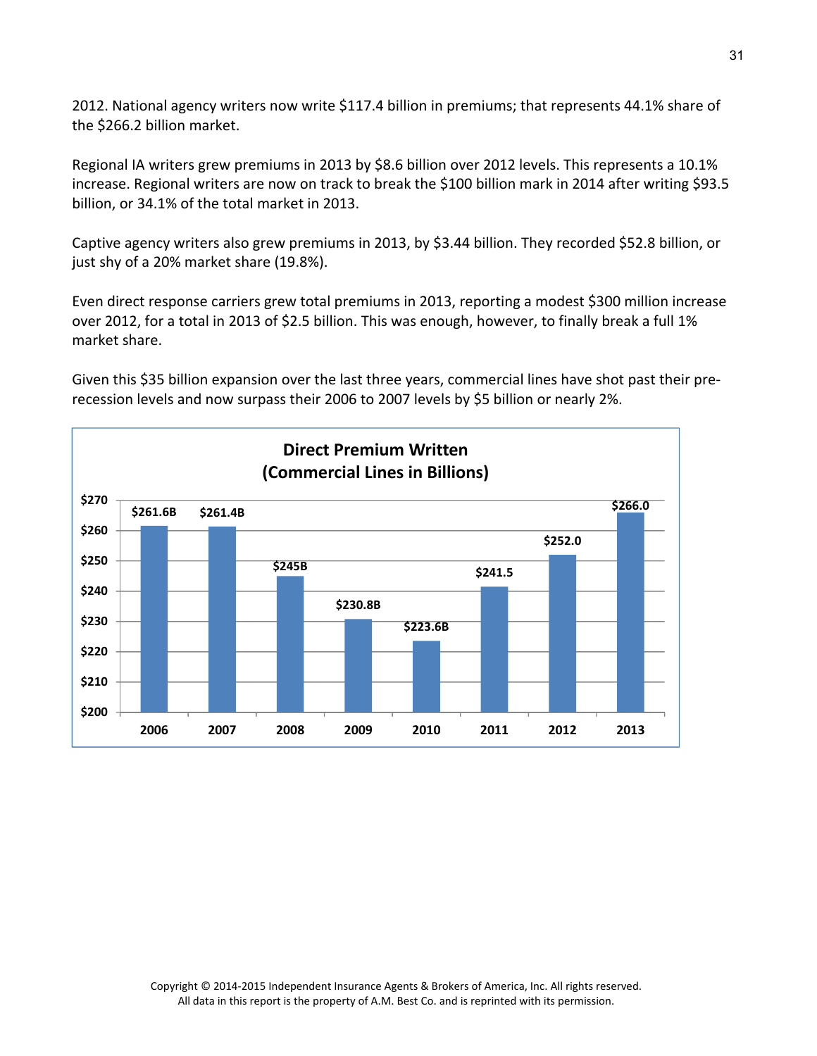2012. National agency writers now write $117.4 billion in premiums; that represents 44.1% share of the $266.2 billion market.

Regional IA writers grew premiums in 2013 by $8.6 billion over 2012 levels. This represents a 10.1% increase. Regional writers are now on track to break the $100 billion mark in 2014 after writing $93.5 billion, or 34.1% of the total market in 2013.

Captive agency writers also grew premiums in 2013, by $3.44 billion. They recorded $52.8 billion, or just shy of a 20% market share (19.8%).

Even direct response carriers grew total premiums in 2013, reporting a modest $300 million increase over 2012, for a total in 2013 of $2.5 billion. This was enough, however, to finally break a full 1% market share.

Given this $35 billion expansion over the last three years, commercial lines have shot past their pre-recession levels and now surpass their 2006 to 2007 levels by $5 billion or nearly 2%.

**Direct Premium Written (Commercial Lines in Billions)**

| Year | Direct Premium Written |
|---|---|
| 2006 | $261.6B |
| 2007 | $261.4B |
| 2008 | $245B |
| 2009 | $230.8B |
| 2010 | $223.6B |
| 2011 | $241.5 |
| 2012 | $252.0 |
| 2013 | $266.0 |

Copyright © 2014-2015 Independent Insurance Agents & Brokers of America, Inc. All rights reserved. All data in this report is the property of A.M. Best Co. and is reprinted with its permission.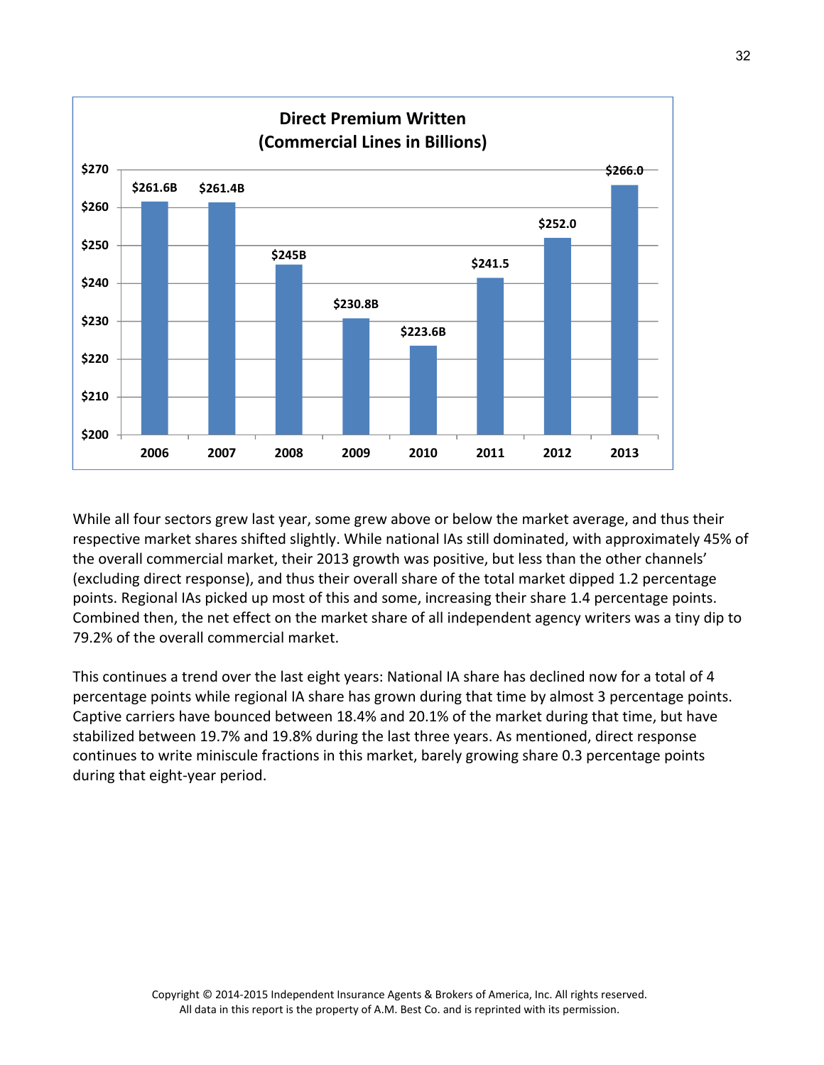**Direct Premium Written (Commercial Lines in Billions)**

| Year | Direct Premium Written |
|---|---|
| 2006 | $261.6B |
| 2007 | $261.4B |
| 2008 | $245B |
| 2009 | $230.8B |
| 2010 | $223.6B |
| 2011 | $241.5 |
| 2012 | $252.0 |
| 2013 | $266.0 |

While all four sectors grew last year, some grew above or below the market average, and thus their respective market shares shifted slightly. While national IAs still dominated, with approximately 45% of the overall commercial market, their 2013 growth was positive, but less than the other channels' (excluding direct response), and thus their overall share of the total market dipped 1.2 percentage points. Regional IAs picked up most of this and some, increasing their share 1.4 percentage points. Combined then, the net effect on the market share of all independent agency writers was a tiny dip to 79.2% of the overall commercial market.

This continues a trend over the last eight years: National IA share has declined now for a total of 4 percentage points while regional IA share has grown during that time by almost 3 percentage points. Captive carriers have bounced between 18.4% and 20.1% of the market during that time, but have stabilized between 19.7% and 19.8% during the last three years. As mentioned, direct response continues to write miniscule fractions in this market, barely growing share 0.3 percentage points during that eight-year period.

Copyright © 2014-2015 Independent Insurance Agents & Brokers of America, Inc. All rights reserved.
All data in this report is the property of A.M. Best Co. and is reprinted with its permission.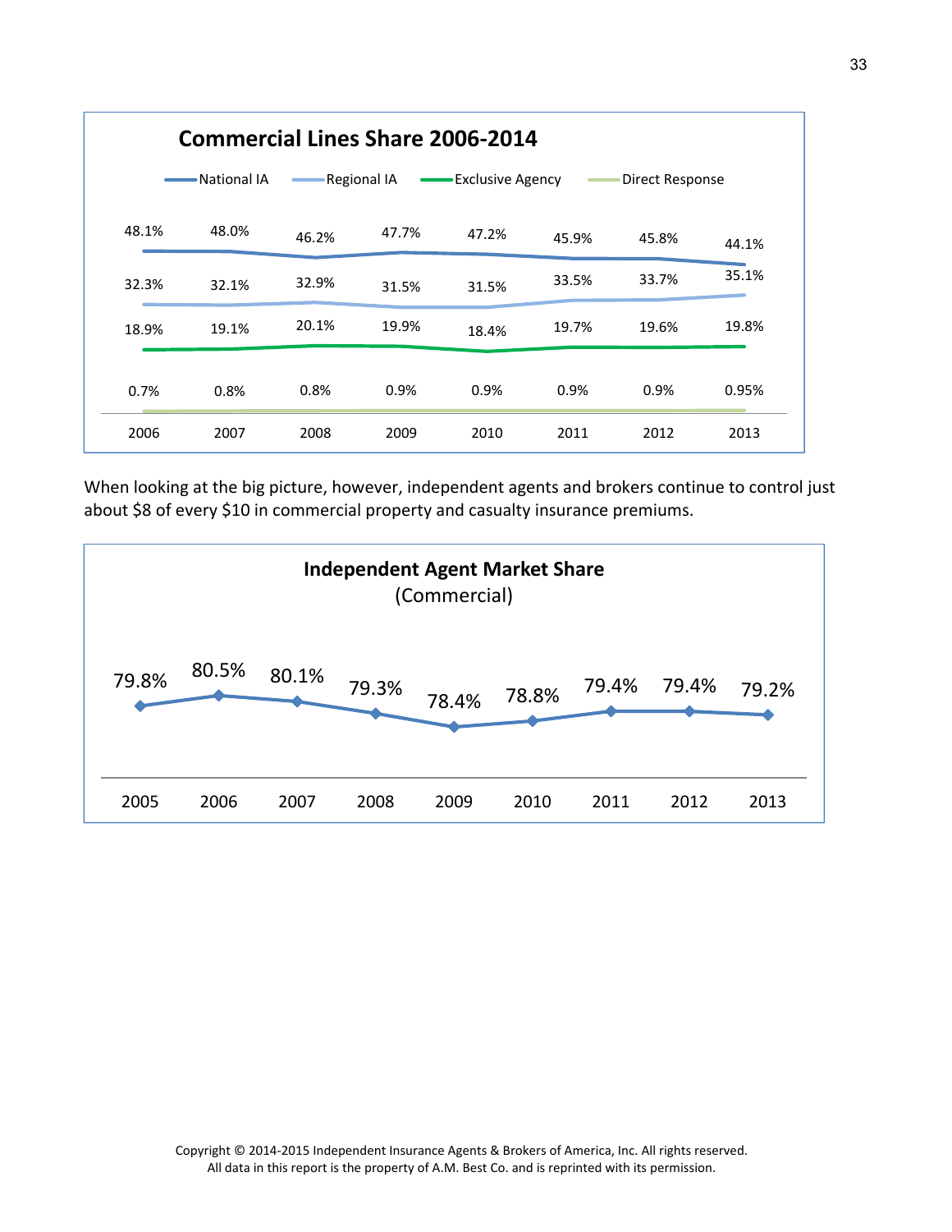**Commercial Lines Share 2006-2014**

| | 2006 | 2007 | 2008 | 2009 | 2010 | 2011 | 2012 | 2013 |
|---|---|---|---|---|---|---|---|---|
| National IA | 48.1% | 48.0% | 46.2% | 47.7% | 47.2% | 45.9% | 45.8% | 44.1% |
| Regional IA | 32.3% | 32.1% | 32.9% | 31.5% | 31.5% | 33.5% | 33.7% | 35.1% |
| Exclusive Agency | 18.9% | 19.1% | 20.1% | 19.9% | 18.4% | 19.7% | 19.6% | 19.8% |
| Direct Response | 0.7% | 0.8% | 0.8% | 0.9% | 0.9% | 0.9% | 0.9% | 0.95% |

When looking at the big picture, however, independent agents and brokers continue to control just about $8 of every $10 in commercial property and casualty insurance premiums.

**Independent Agent Market Share (Commercial)**

| 2005 | 2006 | 2007 | 2008 | 2009 | 2010 | 2011 | 2012 | 2013 |
|---|---|---|---|---|---|---|---|---|
| 79.8% | 80.5% | 80.1% | 79.3% | 78.4% | 78.8% | 79.4% | 79.4% | 79.2% |

Copyright © 2014-2015 Independent Insurance Agents & Brokers of America, Inc. All rights reserved.
All data in this report is the property of A.M. Best Co. and is reprinted with its permission.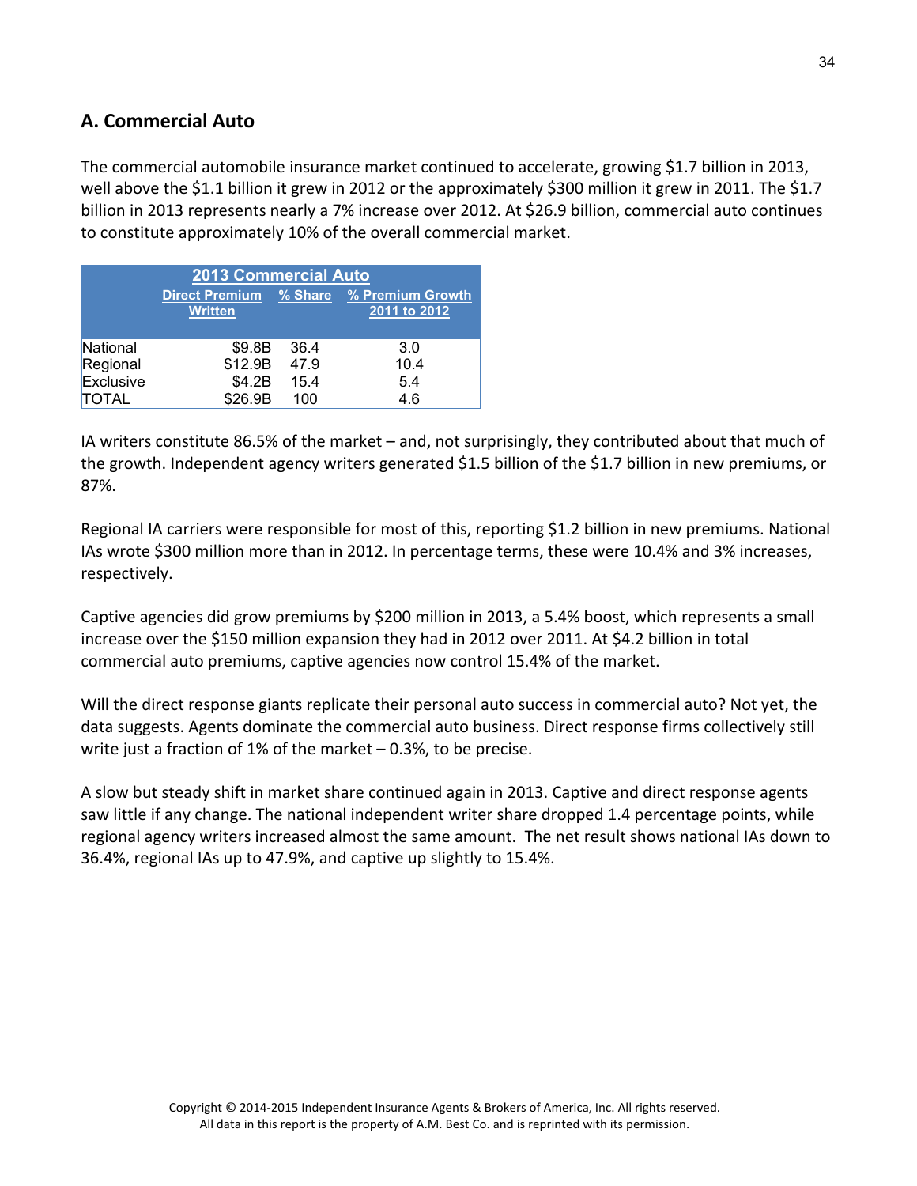## A. Commercial Auto

The commercial automobile insurance market continued to accelerate, growing $1.7 billion in 2013, well above the $1.1 billion it grew in 2012 or the approximately $300 million it grew in 2011. The $1.7 billion in 2013 represents nearly a 7% increase over 2012. At $26.9 billion, commercial auto continues to constitute approximately 10% of the overall commercial market.

| 2013 Commercial Auto | | | |
|---|---|---|---|
| | Direct Premium Written | % Share | % Premium Growth 2011 to 2012 |
| National | $9.8B | 36.4 | 3.0 |
| Regional | $12.9B | 47.9 | 10.4 |
| Exclusive | $4.2B | 15.4 | 5.4 |
| TOTAL | $26.9B | 100 | 4.6 |

IA writers constitute 86.5% of the market – and, not surprisingly, they contributed about that much of the growth. Independent agency writers generated $1.5 billion of the $1.7 billion in new premiums, or 87%.

Regional IA carriers were responsible for most of this, reporting $1.2 billion in new premiums. National IAs wrote $300 million more than in 2012. In percentage terms, these were 10.4% and 3% increases, respectively.

Captive agencies did grow premiums by $200 million in 2013, a 5.4% boost, which represents a small increase over the $150 million expansion they had in 2012 over 2011. At $4.2 billion in total commercial auto premiums, captive agencies now control 15.4% of the market.

Will the direct response giants replicate their personal auto success in commercial auto? Not yet, the data suggests. Agents dominate the commercial auto business. Direct response firms collectively still write just a fraction of 1% of the market – 0.3%, to be precise.

A slow but steady shift in market share continued again in 2013. Captive and direct response agents saw little if any change. The national independent writer share dropped 1.4 percentage points, while regional agency writers increased almost the same amount. The net result shows national IAs down to 36.4%, regional IAs up to 47.9%, and captive up slightly to 15.4%.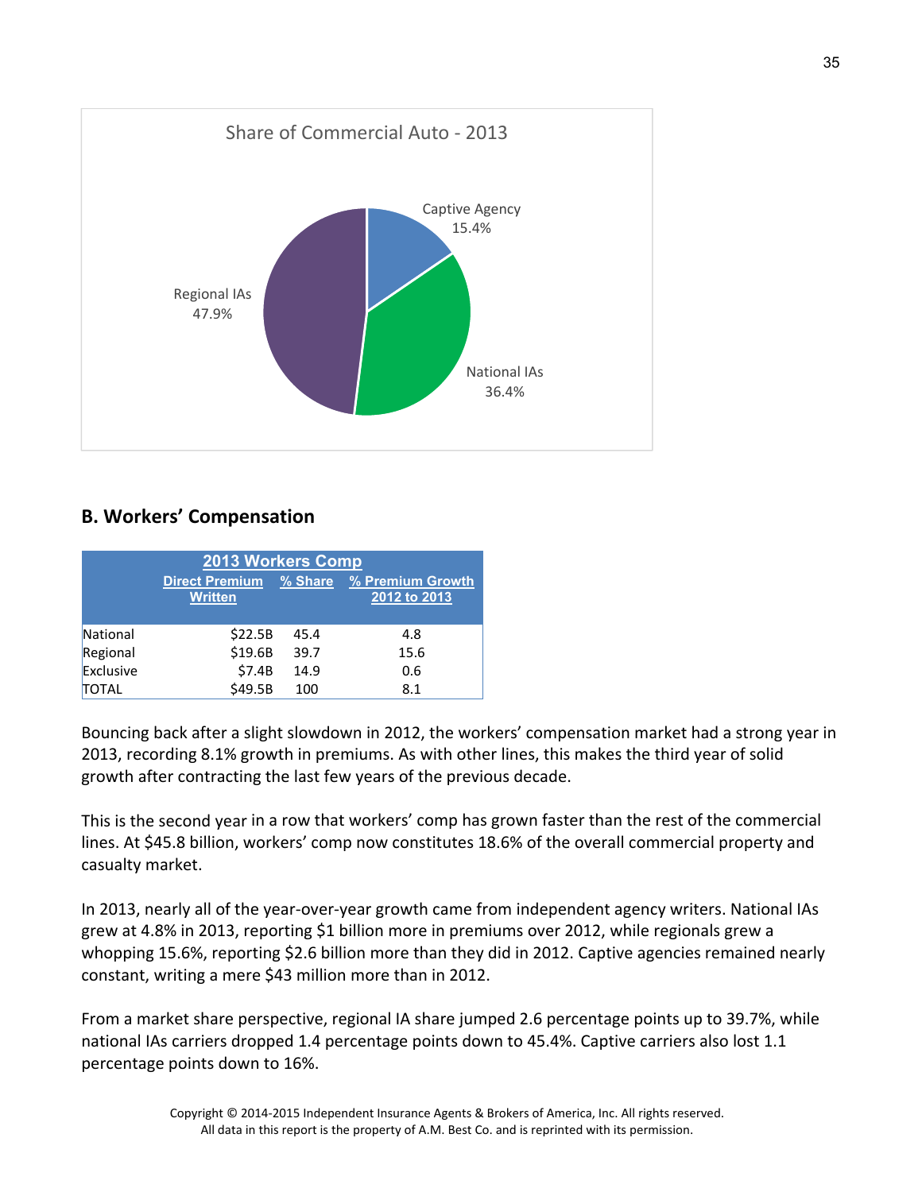Share of Commercial Auto - 2013

Captive Agency 15.4%

National IAs 36.4%

Regional IAs 47.9%

## B. Workers' Compensation

| 2013 Workers Comp | | | |
|---|---|---|---|
| | Direct Premium Written | % Share | % Premium Growth 2012 to 2013 |
| National | $22.5B | 45.4 | 4.8 |
| Regional | $19.6B | 39.7 | 15.6 |
| Exclusive | $7.4B | 14.9 | 0.6 |
| TOTAL | $49.5B | 100 | 8.1 |

Bouncing back after a slight slowdown in 2012, the workers' compensation market had a strong year in 2013, recording 8.1% growth in premiums. As with other lines, this makes the third year of solid growth after contracting the last few years of the previous decade.

This is the second year in a row that workers' comp has grown faster than the rest of the commercial lines. At $45.8 billion, workers' comp now constitutes 18.6% of the overall commercial property and casualty market.

In 2013, nearly all of the year-over-year growth came from independent agency writers. National IAs grew at 4.8% in 2013, reporting $1 billion more in premiums over 2012, while regionals grew a whopping 15.6%, reporting $2.6 billion more than they did in 2012. Captive agencies remained nearly constant, writing a mere $43 million more than in 2012.

From a market share perspective, regional IA share jumped 2.6 percentage points up to 39.7%, while national IAs carriers dropped 1.4 percentage points down to 45.4%. Captive carriers also lost 1.1 percentage points down to 16%.

Copyright © 2014-2015 Independent Insurance Agents & Brokers of America, Inc. All rights reserved.
All data in this report is the property of A.M. Best Co. and is reprinted with its permission.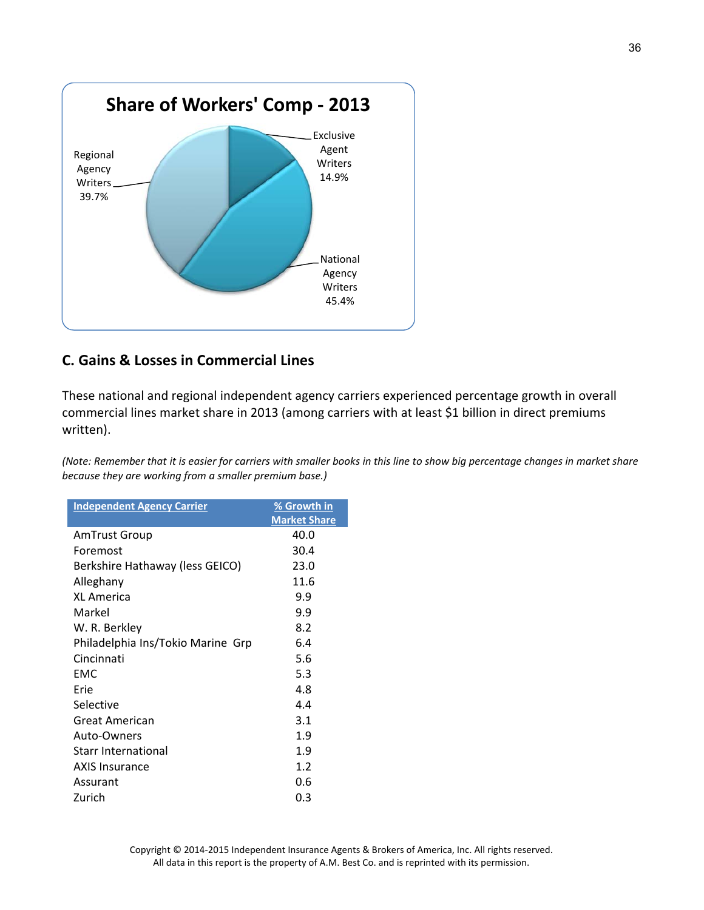**Share of Workers' Comp - 2013**

Exclusive Agent Writers 14.9%

National Agency Writers 45.4%

Regional Agency Writers 39.7%

## C. Gains & Losses in Commercial Lines

These national and regional independent agency carriers experienced percentage growth in overall commercial lines market share in 2013 (among carriers with at least $1 billion in direct premiums written).

*(Note: Remember that it is easier for carriers with smaller books in this line to show big percentage changes in market share because they are working from a smaller premium base.)*

| Independent Agency Carrier | % Growth in Market Share |
|---|---|
| AmTrust Group | 40.0 |
| Foremost | 30.4 |
| Berkshire Hathaway (less GEICO) | 23.0 |
| Alleghany | 11.6 |
| XL America | 9.9 |
| Markel | 9.9 |
| W. R. Berkley | 8.2 |
| Philadelphia Ins/Tokio Marine Grp | 6.4 |
| Cincinnati | 5.6 |
| EMC | 5.3 |
| Erie | 4.8 |
| Selective | 4.4 |
| Great American | 3.1 |
| Auto-Owners | 1.9 |
| Starr International | 1.9 |
| AXIS Insurance | 1.2 |
| Assurant | 0.6 |
| Zurich | 0.3 |

Copyright © 2014-2015 Independent Insurance Agents & Brokers of America, Inc. All rights reserved.
All data in this report is the property of A.M. Best Co. and is reprinted with its permission.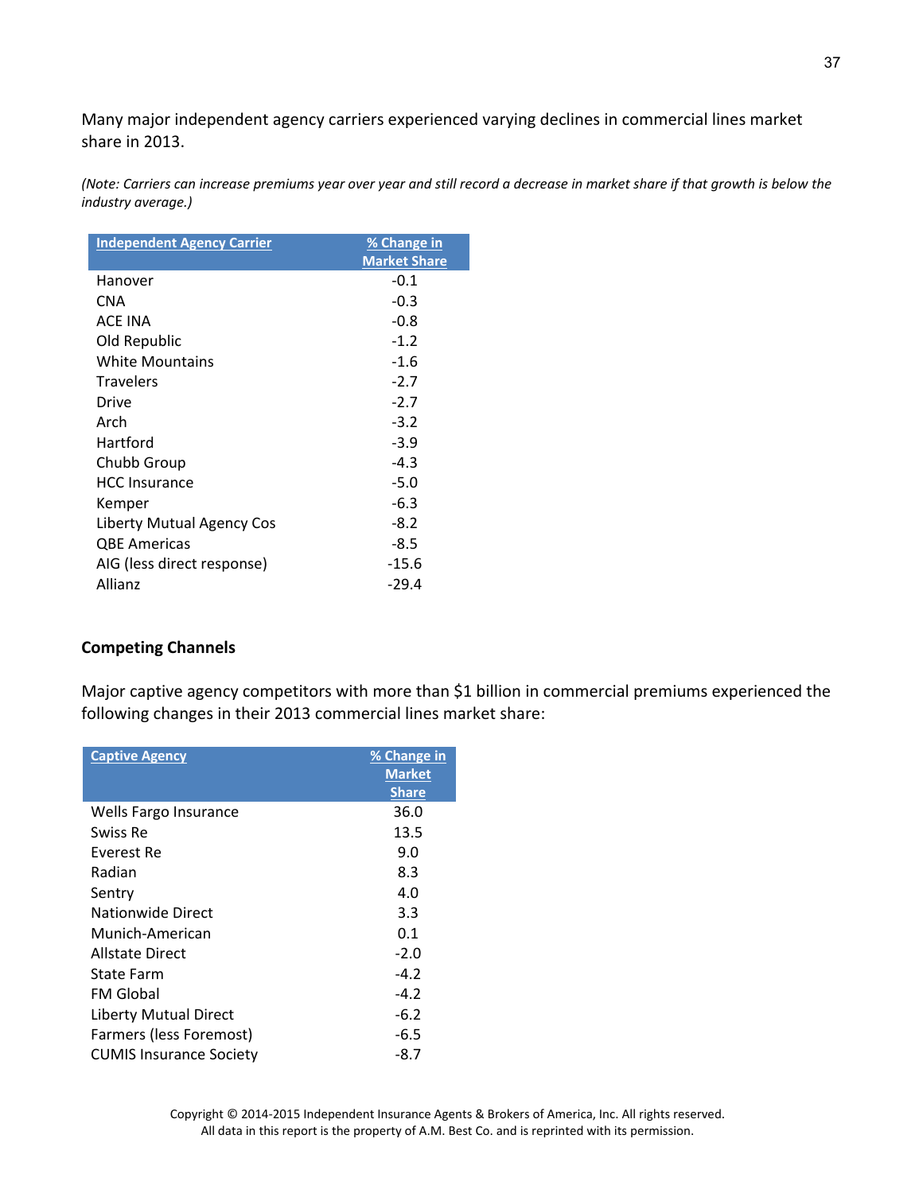Many major independent agency carriers experienced varying declines in commercial lines market share in 2013.

*(Note: Carriers can increase premiums year over year and still record a decrease in market share if that growth is below the industry average.)*

| Independent Agency Carrier | % Change in Market Share |
|---|---|
| Hanover | -0.1 |
| CNA | -0.3 |
| ACE INA | -0.8 |
| Old Republic | -1.2 |
| White Mountains | -1.6 |
| Travelers | -2.7 |
| Drive | -2.7 |
| Arch | -3.2 |
| Hartford | -3.9 |
| Chubb Group | -4.3 |
| HCC Insurance | -5.0 |
| Kemper | -6.3 |
| Liberty Mutual Agency Cos | -8.2 |
| QBE Americas | -8.5 |
| AIG (less direct response) | -15.6 |
| Allianz | -29.4 |

## Competing Channels

Major captive agency competitors with more than $1 billion in commercial premiums experienced the following changes in their 2013 commercial lines market share:

| Captive Agency | % Change in Market Share |
|---|---|
| Wells Fargo Insurance | 36.0 |
| Swiss Re | 13.5 |
| Everest Re | 9.0 |
| Radian | 8.3 |
| Sentry | 4.0 |
| Nationwide Direct | 3.3 |
| Munich-American | 0.1 |
| Allstate Direct | -2.0 |
| State Farm | -4.2 |
| FM Global | -4.2 |
| Liberty Mutual Direct | -6.2 |
| Farmers (less Foremost) | -6.5 |
| CUMIS Insurance Society | -8.7 |

Copyright © 2014-2015 Independent Insurance Agents & Brokers of America, Inc. All rights reserved.
All data in this report is the property of A.M. Best Co. and is reprinted with its permission.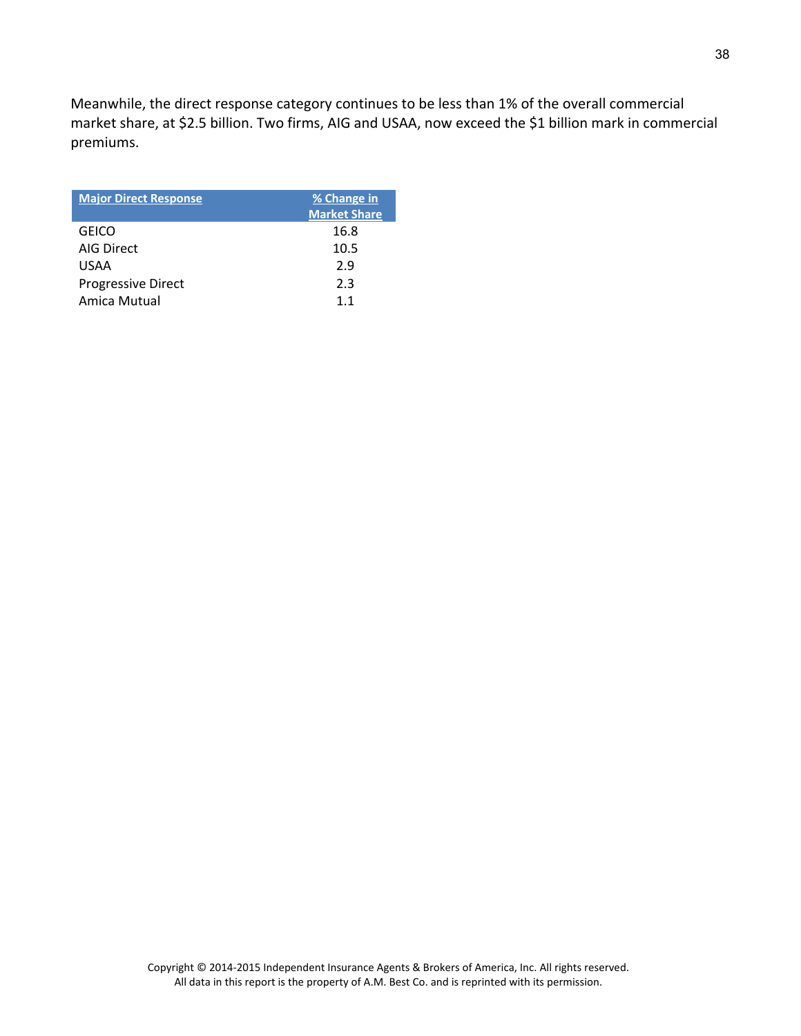Meanwhile, the direct response category continues to be less than 1% of the overall commercial market share, at $2.5 billion. Two firms, AIG and USAA, now exceed the $1 billion mark in commercial premiums.

| Major Direct Response | % Change in Market Share |
|---|---|
| GEICO | 16.8 |
| AIG Direct | 10.5 |
| USAA | 2.9 |
| Progressive Direct | 2.3 |
| Amica Mutual | 1.1 |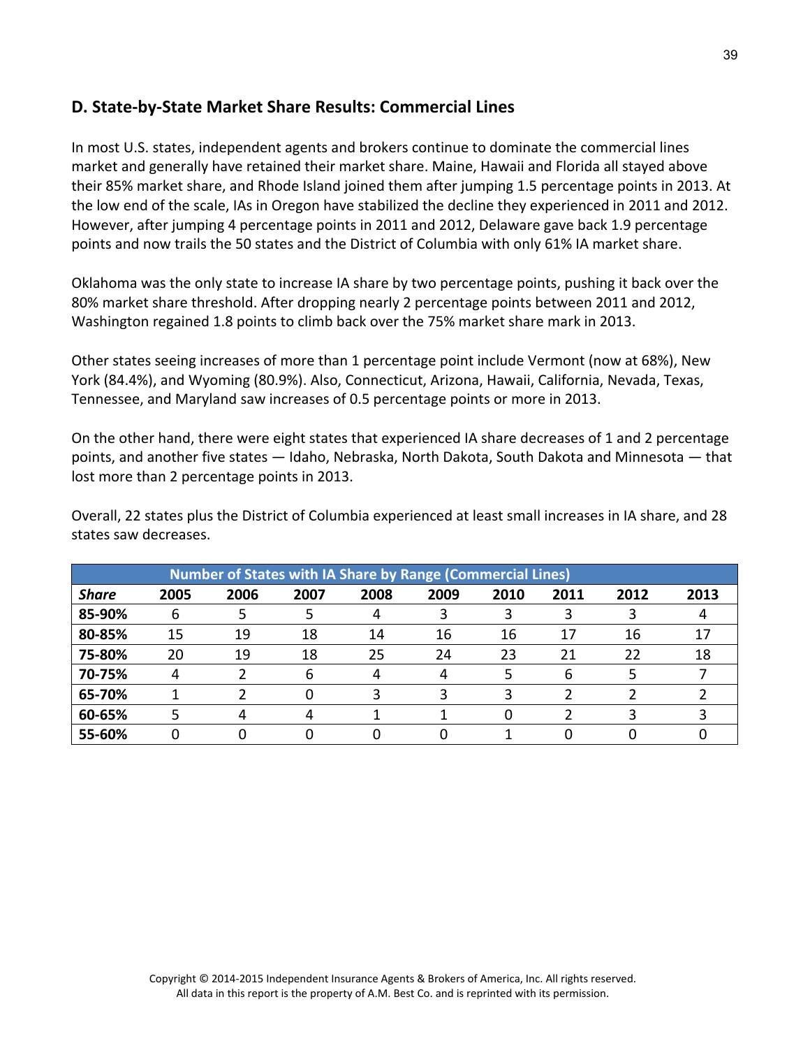## D. State-by-State Market Share Results: Commercial Lines

In most U.S. states, independent agents and brokers continue to dominate the commercial lines market and generally have retained their market share. Maine, Hawaii and Florida all stayed above their 85% market share, and Rhode Island joined them after jumping 1.5 percentage points in 2013. At the low end of the scale, IAs in Oregon have stabilized the decline they experienced in 2011 and 2012. However, after jumping 4 percentage points in 2011 and 2012, Delaware gave back 1.9 percentage points and now trails the 50 states and the District of Columbia with only 61% IA market share.

Oklahoma was the only state to increase IA share by two percentage points, pushing it back over the 80% market share threshold. After dropping nearly 2 percentage points between 2011 and 2012, Washington regained 1.8 points to climb back over the 75% market share mark in 2013.

Other states seeing increases of more than 1 percentage point include Vermont (now at 68%), New York (84.4%), and Wyoming (80.9%). Also, Connecticut, Arizona, Hawaii, California, Nevada, Texas, Tennessee, and Maryland saw increases of 0.5 percentage points or more in 2013.

On the other hand, there were eight states that experienced IA share decreases of 1 and 2 percentage points, and another five states — Idaho, Nebraska, North Dakota, South Dakota and Minnesota — that lost more than 2 percentage points in 2013.

Overall, 22 states plus the District of Columbia experienced at least small increases in IA share, and 28 states saw decreases.

| Number of States with IA Share by Range (Commercial Lines) | | | | | | | | | |
|---|---|---|---|---|---|---|---|---|---|
| ***Share*** | **2005** | **2006** | **2007** | **2008** | **2009** | **2010** | **2011** | **2012** | **2013** |
| **85-90%** | 6 | 5 | 5 | 4 | 3 | 3 | 3 | 3 | 4 |
| **80-85%** | 15 | 19 | 18 | 14 | 16 | 16 | 17 | 16 | 17 |
| **75-80%** | 20 | 19 | 18 | 25 | 24 | 23 | 21 | 22 | 18 |
| **70-75%** | 4 | 2 | 6 | 4 | 4 | 5 | 6 | 5 | 7 |
| **65-70%** | 1 | 2 | 0 | 3 | 3 | 3 | 2 | 2 | 2 |
| **60-65%** | 5 | 4 | 4 | 1 | 1 | 0 | 2 | 3 | 3 |
| **55-60%** | 0 | 0 | 0 | 0 | 0 | 1 | 0 | 0 | 0 |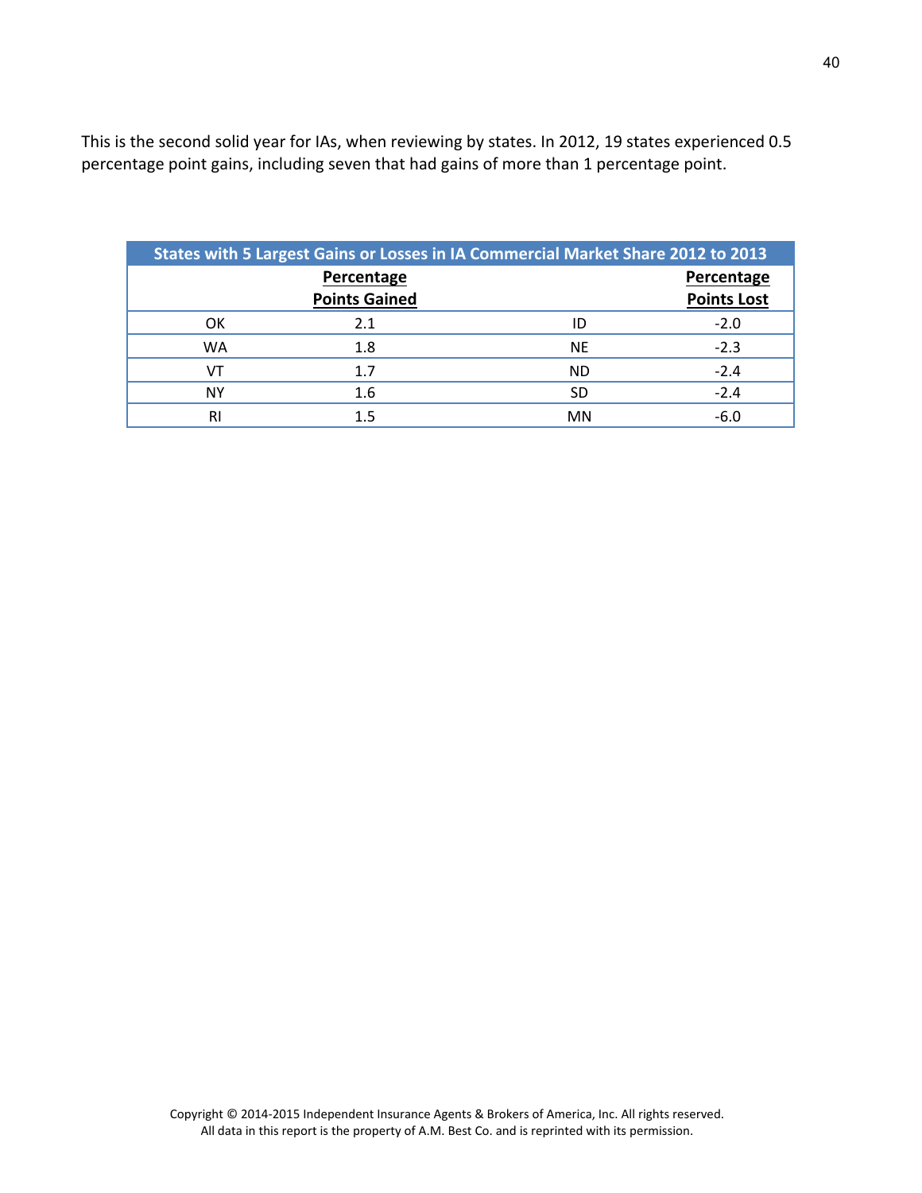This is the second solid year for IAs, when reviewing by states. In 2012, 19 states experienced 0.5 percentage point gains, including seven that had gains of more than 1 percentage point.

| States with 5 Largest Gains or Losses in IA Commercial Market Share 2012 to 2013 | | | |
|---|---|---|---|
| | **Percentage Points Gained** | | **Percentage Points Lost** |
| OK | 2.1 | ID | -2.0 |
| WA | 1.8 | NE | -2.3 |
| VT | 1.7 | ND | -2.4 |
| NY | 1.6 | SD | -2.4 |
| RI | 1.5 | MN | -6.0 |

Copyright © 2014-2015 Independent Insurance Agents & Brokers of America, Inc. All rights reserved.
All data in this report is the property of A.M. Best Co. and is reprinted with its permission.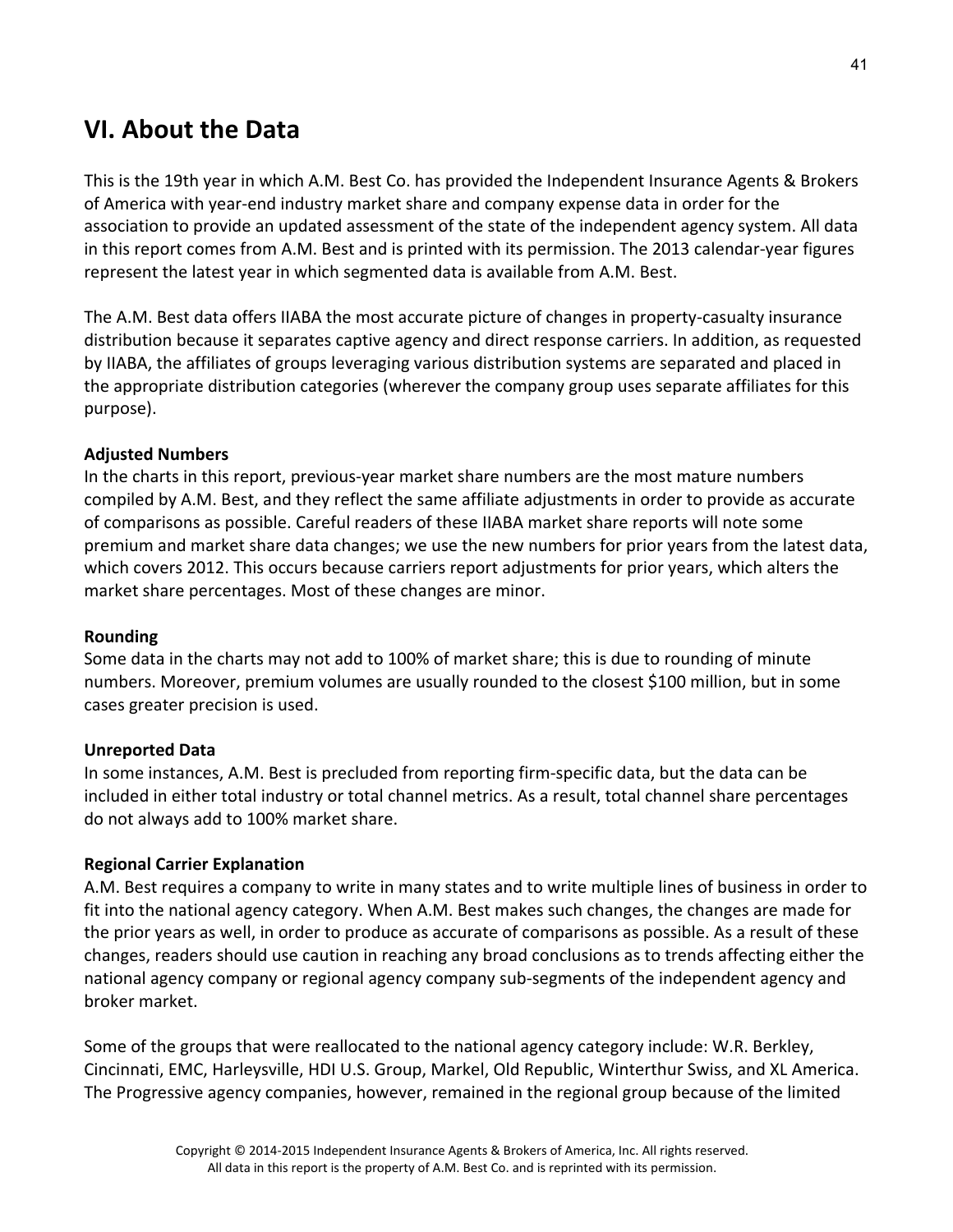# VI. About the Data

This is the 19th year in which A.M. Best Co. has provided the Independent Insurance Agents & Brokers of America with year-end industry market share and company expense data in order for the association to provide an updated assessment of the state of the independent agency system. All data in this report comes from A.M. Best and is printed with its permission. The 2013 calendar-year figures represent the latest year in which segmented data is available from A.M. Best.

The A.M. Best data offers IIABA the most accurate picture of changes in property-casualty insurance distribution because it separates captive agency and direct response carriers. In addition, as requested by IIABA, the affiliates of groups leveraging various distribution systems are separated and placed in the appropriate distribution categories (wherever the company group uses separate affiliates for this purpose).

**Adjusted Numbers**

In the charts in this report, previous-year market share numbers are the most mature numbers compiled by A.M. Best, and they reflect the same affiliate adjustments in order to provide as accurate of comparisons as possible. Careful readers of these IIABA market share reports will note some premium and market share data changes; we use the new numbers for prior years from the latest data, which covers 2012. This occurs because carriers report adjustments for prior years, which alters the market share percentages. Most of these changes are minor.

**Rounding**

Some data in the charts may not add to 100% of market share; this is due to rounding of minute numbers. Moreover, premium volumes are usually rounded to the closest $100 million, but in some cases greater precision is used.

**Unreported Data**

In some instances, A.M. Best is precluded from reporting firm-specific data, but the data can be included in either total industry or total channel metrics. As a result, total channel share percentages do not always add to 100% market share.

**Regional Carrier Explanation**

A.M. Best requires a company to write in many states and to write multiple lines of business in order to fit into the national agency category. When A.M. Best makes such changes, the changes are made for the prior years as well, in order to produce as accurate of comparisons as possible. As a result of these changes, readers should use caution in reaching any broad conclusions as to trends affecting either the national agency company or regional agency company sub-segments of the independent agency and broker market.

Some of the groups that were reallocated to the national agency category include: W.R. Berkley, Cincinnati, EMC, Harleysville, HDI U.S. Group, Markel, Old Republic, Winterthur Swiss, and XL America. The Progressive agency companies, however, remained in the regional group because of the limited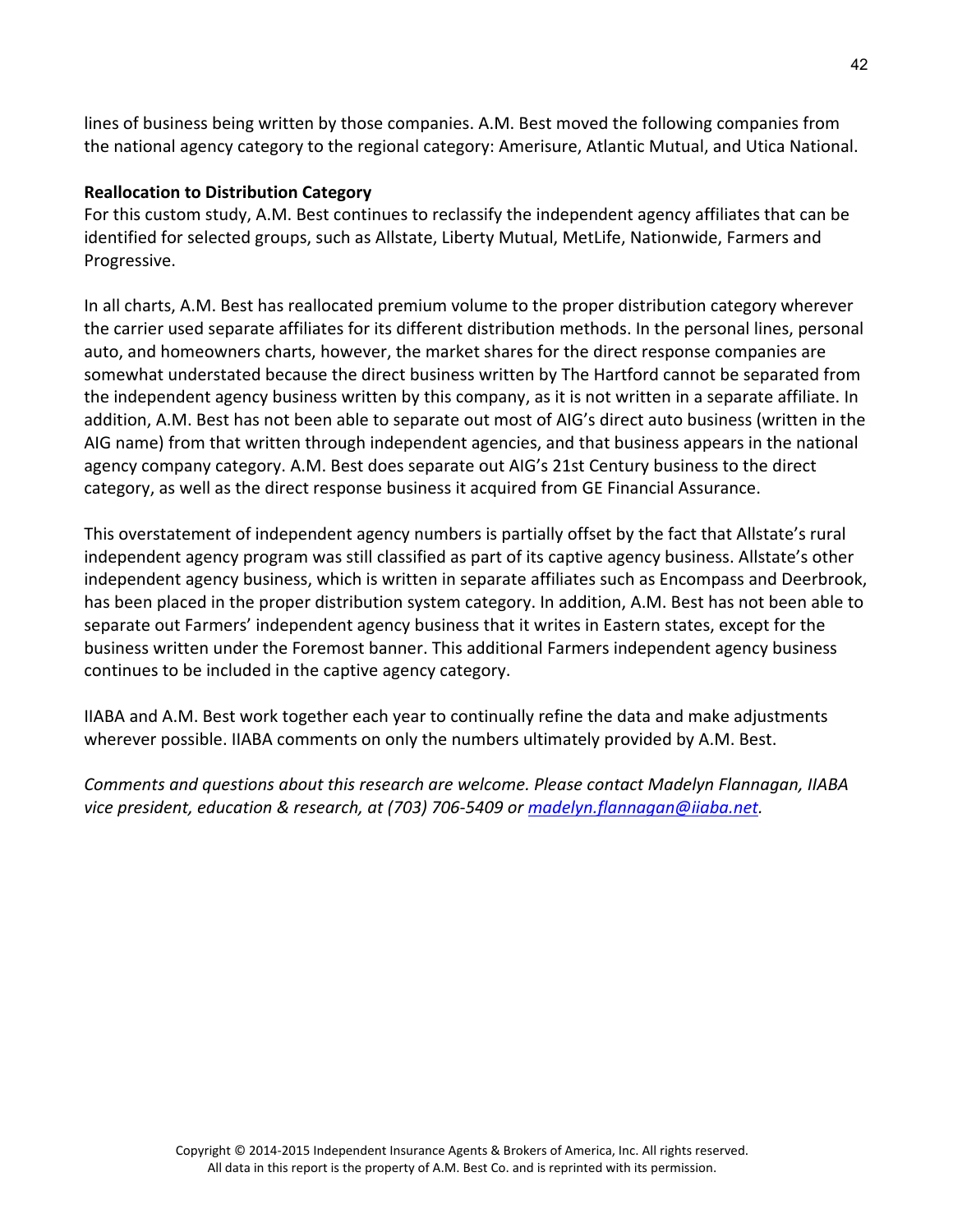lines of business being written by those companies. A.M. Best moved the following companies from the national agency category to the regional category: Amerisure, Atlantic Mutual, and Utica National.

**Reallocation to Distribution Category**

For this custom study, A.M. Best continues to reclassify the independent agency affiliates that can be identified for selected groups, such as Allstate, Liberty Mutual, MetLife, Nationwide, Farmers and Progressive.

In all charts, A.M. Best has reallocated premium volume to the proper distribution category wherever the carrier used separate affiliates for its different distribution methods. In the personal lines, personal auto, and homeowners charts, however, the market shares for the direct response companies are somewhat understated because the direct business written by The Hartford cannot be separated from the independent agency business written by this company, as it is not written in a separate affiliate. In addition, A.M. Best has not been able to separate out most of AIG's direct auto business (written in the AIG name) from that written through independent agencies, and that business appears in the national agency company category. A.M. Best does separate out AIG's 21st Century business to the direct category, as well as the direct response business it acquired from GE Financial Assurance.

This overstatement of independent agency numbers is partially offset by the fact that Allstate's rural independent agency program was still classified as part of its captive agency business. Allstate's other independent agency business, which is written in separate affiliates such as Encompass and Deerbrook, has been placed in the proper distribution system category. In addition, A.M. Best has not been able to separate out Farmers' independent agency business that it writes in Eastern states, except for the business written under the Foremost banner. This additional Farmers independent agency business continues to be included in the captive agency category.

IIABA and A.M. Best work together each year to continually refine the data and make adjustments wherever possible. IIABA comments on only the numbers ultimately provided by A.M. Best.

*Comments and questions about this research are welcome. Please contact Madelyn Flannagan, IIABA vice president, education & research, at (703) 706-5409 or madelyn.flannagan@iiaba.net.*

Copyright © 2014-2015 Independent Insurance Agents & Brokers of America, Inc. All rights reserved.
All data in this report is the property of A.M. Best Co. and is reprinted with its permission.